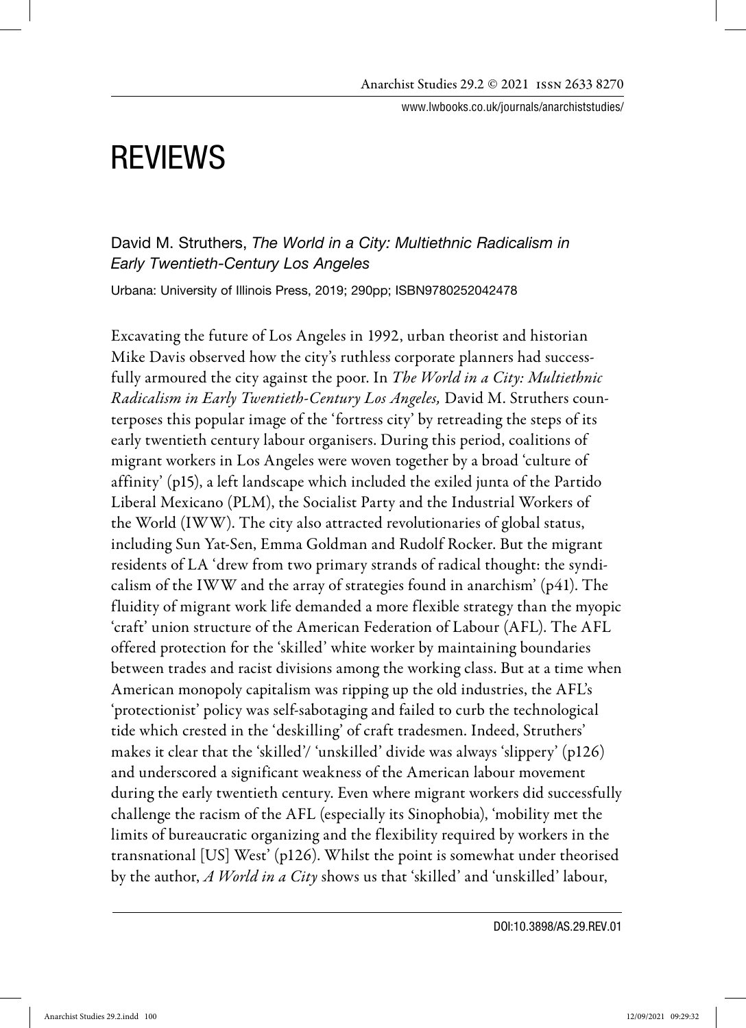# REVIEWS

David M. Struthers, *The World in a City: Multiethnic Radicalism in Early Twentieth-Century Los Angeles*

Urbana: University of Illinois Press, 2019; 290pp; ISBN9780252042478

Excavating the future of Los Angeles in 1992, urban theorist and historian Mike Davis observed how the city's ruthless corporate planners had successfully armoured the city against the poor. In *The World in a City: Multiethnic Radicalism in Early Twentieth-Century Los Angeles,* David M. Struthers counterposes this popular image of the 'fortress city' by retreading the steps of its early twentieth century labour organisers. During this period, coalitions of migrant workers in Los Angeles were woven together by a broad 'culture of affinity' (p15), a left landscape which included the exiled junta of the Partido Liberal Mexicano (PLM), the Socialist Party and the Industrial Workers of the World (IWW). The city also attracted revolutionaries of global status, including Sun Yat-Sen, Emma Goldman and Rudolf Rocker. But the migrant residents of LA 'drew from two primary strands of radical thought: the syndicalism of the IWW and the array of strategies found in anarchism' (p41). The fluidity of migrant work life demanded a more flexible strategy than the myopic 'craft' union structure of the American Federation of Labour (AFL). The AFL offered protection for the 'skilled' white worker by maintaining boundaries between trades and racist divisions among the working class. But at a time when American monopoly capitalism was ripping up the old industries, the AFL's 'protectionist' policy was self-sabotaging and failed to curb the technological tide which crested in the 'deskilling' of craft tradesmen. Indeed, Struthers' makes it clear that the 'skilled'/ 'unskilled' divide was always 'slippery' (p126) and underscored a significant weakness of the American labour movement during the early twentieth century. Even where migrant workers did successfully challenge the racism of the AFL (especially its Sinophobia), 'mobility met the limits of bureaucratic organizing and the flexibility required by workers in the transnational [US] West' (p126). Whilst the point is somewhat under theorised by the author, *A World in a City* shows us that 'skilled' and 'unskilled' labour,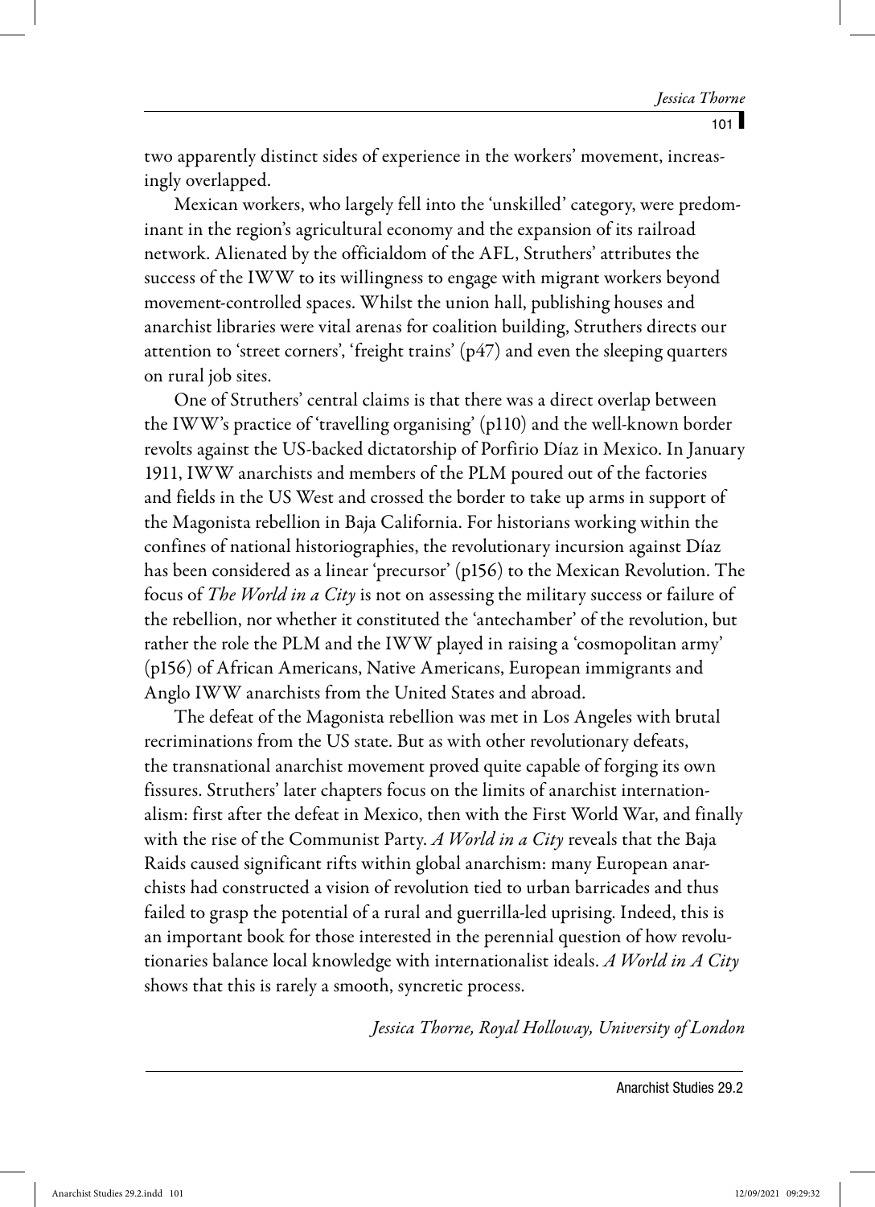two apparently distinct sides of experience in the workers' movement, increasingly overlapped.

Mexican workers, who largely fell into the 'unskilled' category, were predominant in the region's agricultural economy and the expansion of its railroad network. Alienated by the officialdom of the AFL, Struthers' attributes the success of the IWW to its willingness to engage with migrant workers beyond movement-controlled spaces. Whilst the union hall, publishing houses and anarchist libraries were vital arenas for coalition building, Struthers directs our attention to 'street corners', 'freight trains' (p47) and even the sleeping quarters on rural job sites.

One of Struthers' central claims is that there was a direct overlap between the IWW's practice of 'travelling organising' (p110) and the well-known border revolts against the US-backed dictatorship of Porfirio Díaz in Mexico. In January 1911, IWW anarchists and members of the PLM poured out of the factories and fields in the US West and crossed the border to take up arms in support of the Magonista rebellion in Baja California. For historians working within the confines of national historiographies, the revolutionary incursion against Díaz has been considered as a linear 'precursor' (p156) to the Mexican Revolution. The focus of *The World in a City* is not on assessing the military success or failure of the rebellion, nor whether it constituted the 'antechamber' of the revolution, but rather the role the PLM and the IWW played in raising a 'cosmopolitan army' (p156) of African Americans, Native Americans, European immigrants and Anglo IWW anarchists from the United States and abroad.

The defeat of the Magonista rebellion was met in Los Angeles with brutal recriminations from the US state. But as with other revolutionary defeats, the transnational anarchist movement proved quite capable of forging its own fissures. Struthers' later chapters focus on the limits of anarchist internationalism: first after the defeat in Mexico, then with the First World War, and finally with the rise of the Communist Party. *A World in a City* reveals that the Baja Raids caused significant rifts within global anarchism: many European anarchists had constructed a vision of revolution tied to urban barricades and thus failed to grasp the potential of a rural and guerrilla-led uprising. Indeed, this is an important book for those interested in the perennial question of how revolutionaries balance local knowledge with internationalist ideals. *A World in A City* shows that this is rarely a smooth, syncretic process.

*Jessica Thorne, Royal Holloway, University of London*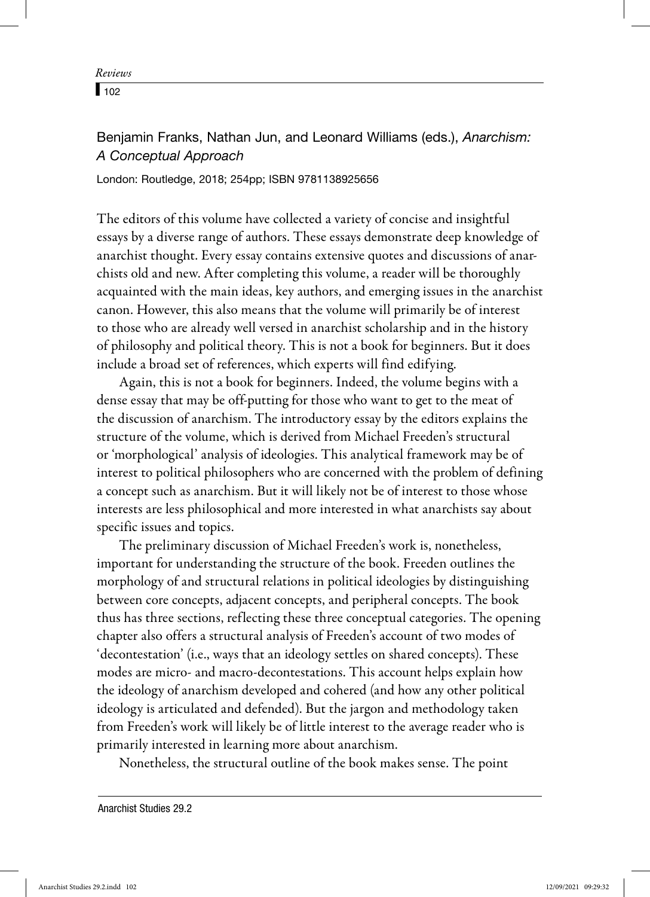Benjamin Franks, Nathan Jun, and Leonard Williams (eds.), *Anarchism: A Conceptual Approach*

London: Routledge, 2018; 254pp; ISBN 9781138925656

The editors of this volume have collected a variety of concise and insightful essays by a diverse range of authors. These essays demonstrate deep knowledge of anarchist thought. Every essay contains extensive quotes and discussions of anarchists old and new. After completing this volume, a reader will be thoroughly acquainted with the main ideas, key authors, and emerging issues in the anarchist canon. However, this also means that the volume will primarily be of interest to those who are already well versed in anarchist scholarship and in the history of philosophy and political theory. This is not a book for beginners. But it does include a broad set of references, which experts will find edifying.

Again, this is not a book for beginners. Indeed, the volume begins with a dense essay that may be off-putting for those who want to get to the meat of the discussion of anarchism. The introductory essay by the editors explains the structure of the volume, which is derived from Michael Freeden's structural or 'morphological' analysis of ideologies. This analytical framework may be of interest to political philosophers who are concerned with the problem of defining a concept such as anarchism. But it will likely not be of interest to those whose interests are less philosophical and more interested in what anarchists say about specific issues and topics.

The preliminary discussion of Michael Freeden's work is, nonetheless, important for understanding the structure of the book. Freeden outlines the morphology of and structural relations in political ideologies by distinguishing between core concepts, adjacent concepts, and peripheral concepts. The book thus has three sections, reflecting these three conceptual categories. The opening chapter also offers a structural analysis of Freeden's account of two modes of 'decontestation' (i.e., ways that an ideology settles on shared concepts). These modes are micro- and macro-decontestations. This account helps explain how the ideology of anarchism developed and cohered (and how any other political ideology is articulated and defended). But the jargon and methodology taken from Freeden's work will likely be of little interest to the average reader who is primarily interested in learning more about anarchism.

Nonetheless, the structural outline of the book makes sense. The point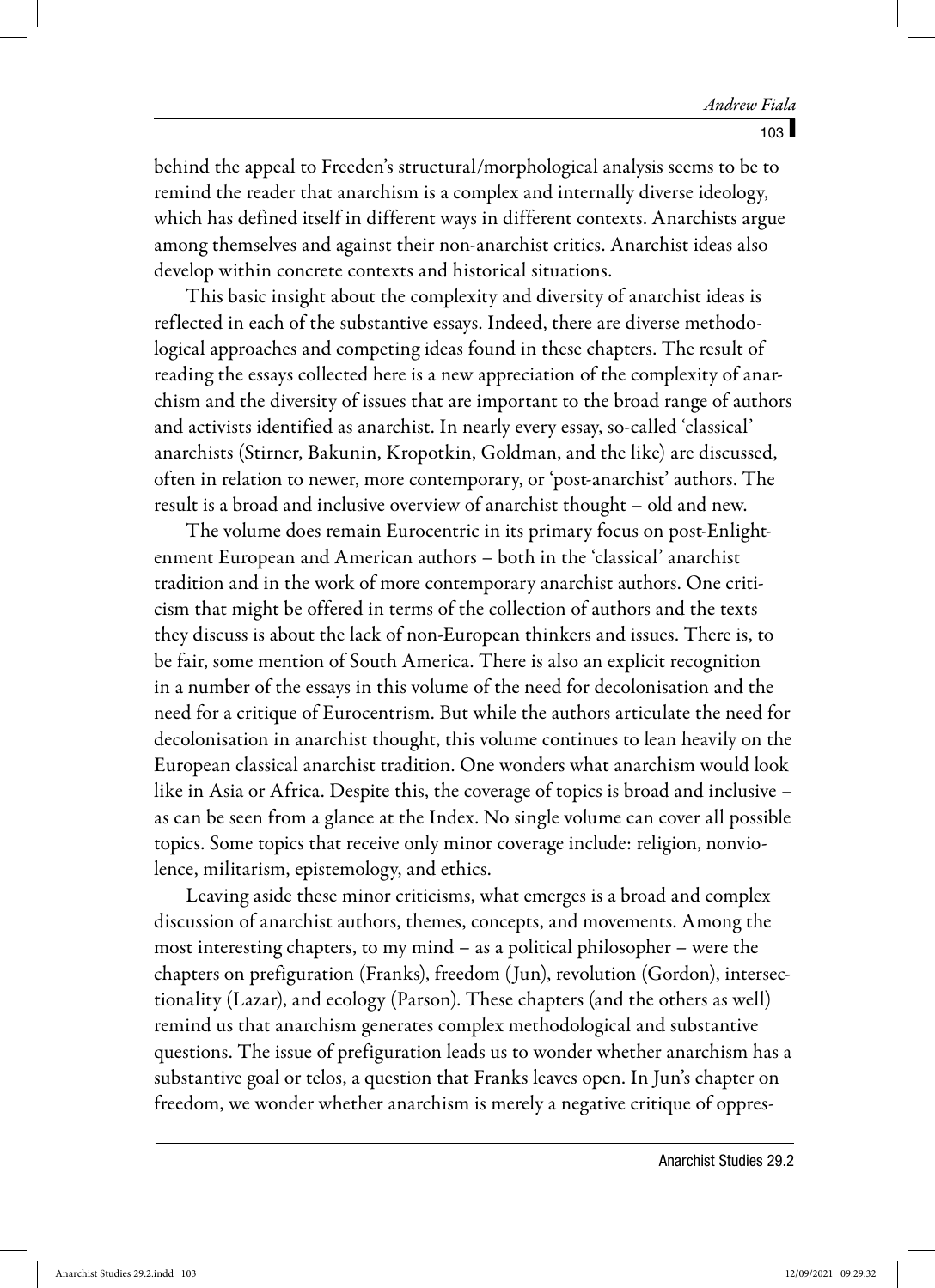behind the appeal to Freeden's structural/morphological analysis seems to be to remind the reader that anarchism is a complex and internally diverse ideology, which has defined itself in different ways in different contexts. Anarchists argue among themselves and against their non-anarchist critics. Anarchist ideas also develop within concrete contexts and historical situations.

This basic insight about the complexity and diversity of anarchist ideas is reflected in each of the substantive essays. Indeed, there are diverse methodological approaches and competing ideas found in these chapters. The result of reading the essays collected here is a new appreciation of the complexity of anarchism and the diversity of issues that are important to the broad range of authors and activists identified as anarchist. In nearly every essay, so-called 'classical' anarchists (Stirner, Bakunin, Kropotkin, Goldman, and the like) are discussed, often in relation to newer, more contemporary, or 'post-anarchist' authors. The result is a broad and inclusive overview of anarchist thought – old and new.

The volume does remain Eurocentric in its primary focus on post-Enlightenment European and American authors – both in the 'classical' anarchist tradition and in the work of more contemporary anarchist authors. One criticism that might be offered in terms of the collection of authors and the texts they discuss is about the lack of non-European thinkers and issues. There is, to be fair, some mention of South America. There is also an explicit recognition in a number of the essays in this volume of the need for decolonisation and the need for a critique of Eurocentrism. But while the authors articulate the need for decolonisation in anarchist thought, this volume continues to lean heavily on the European classical anarchist tradition. One wonders what anarchism would look like in Asia or Africa. Despite this, the coverage of topics is broad and inclusive – as can be seen from a glance at the Index. No single volume can cover all possible topics. Some topics that receive only minor coverage include: religion, nonviolence, militarism, epistemology, and ethics.

Leaving aside these minor criticisms, what emerges is a broad and complex discussion of anarchist authors, themes, concepts, and movements. Among the most interesting chapters, to my mind – as a political philosopher – were the chapters on prefiguration (Franks), freedom (Jun), revolution (Gordon), intersectionality (Lazar), and ecology (Parson). These chapters (and the others as well) remind us that anarchism generates complex methodological and substantive questions. The issue of prefiguration leads us to wonder whether anarchism has a substantive goal or telos, a question that Franks leaves open. In Jun's chapter on freedom, we wonder whether anarchism is merely a negative critique of oppres-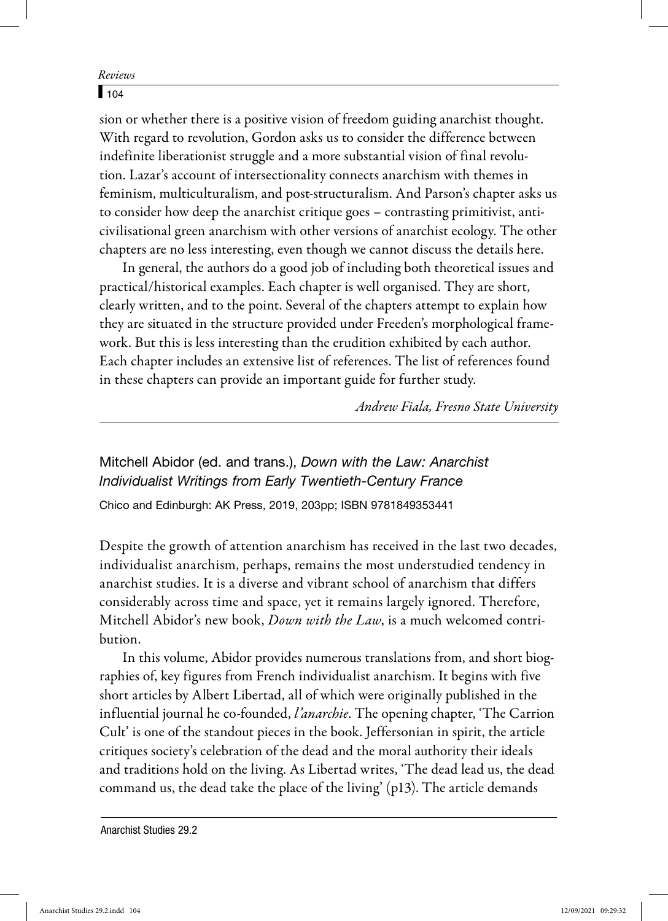sion or whether there is a positive vision of freedom guiding anarchist thought. With regard to revolution, Gordon asks us to consider the difference between indefinite liberationist struggle and a more substantial vision of final revolution. Lazar's account of intersectionality connects anarchism with themes in feminism, multiculturalism, and post-structuralism. And Parson's chapter asks us to consider how deep the anarchist critique goes – contrasting primitivist, anti-civilisational green anarchism with other versions of anarchist ecology. The other chapters are no less interesting, even though we cannot discuss the details here.

In general, the authors do a good job of including both theoretical issues and practical/historical examples. Each chapter is well organised. They are short, clearly written, and to the point. Several of the chapters attempt to explain how they are situated in the structure provided under Freeden's morphological framework. But this is less interesting than the erudition exhibited by each author. Each chapter includes an extensive list of references. The list of references found in these chapters can provide an important guide for further study.

*Andrew Fiala, Fresno State University*

---

## Mitchell Abidor (ed. and trans.), *Down with the Law: Anarchist Individualist Writings from Early Twentieth-Century France*

Chico and Edinburgh: AK Press, 2019, 203pp; ISBN 9781849353441

Despite the growth of attention anarchism has received in the last two decades, individualist anarchism, perhaps, remains the most understudied tendency in anarchist studies. It is a diverse and vibrant school of anarchism that differs considerably across time and space, yet it remains largely ignored. Therefore, Mitchell Abidor's new book, *Down with the Law*, is a much welcomed contribution.

In this volume, Abidor provides numerous translations from, and short biographies of, key figures from French individualist anarchism. It begins with five short articles by Albert Libertad, all of which were originally published in the influential journal he co-founded, *l'anarchie*. The opening chapter, 'The Carrion Cult' is one of the standout pieces in the book. Jeffersonian in spirit, the article critiques society's celebration of the dead and the moral authority their ideals and traditions hold on the living. As Libertad writes, 'The dead lead us, the dead command us, the dead take the place of the living' (p13). The article demands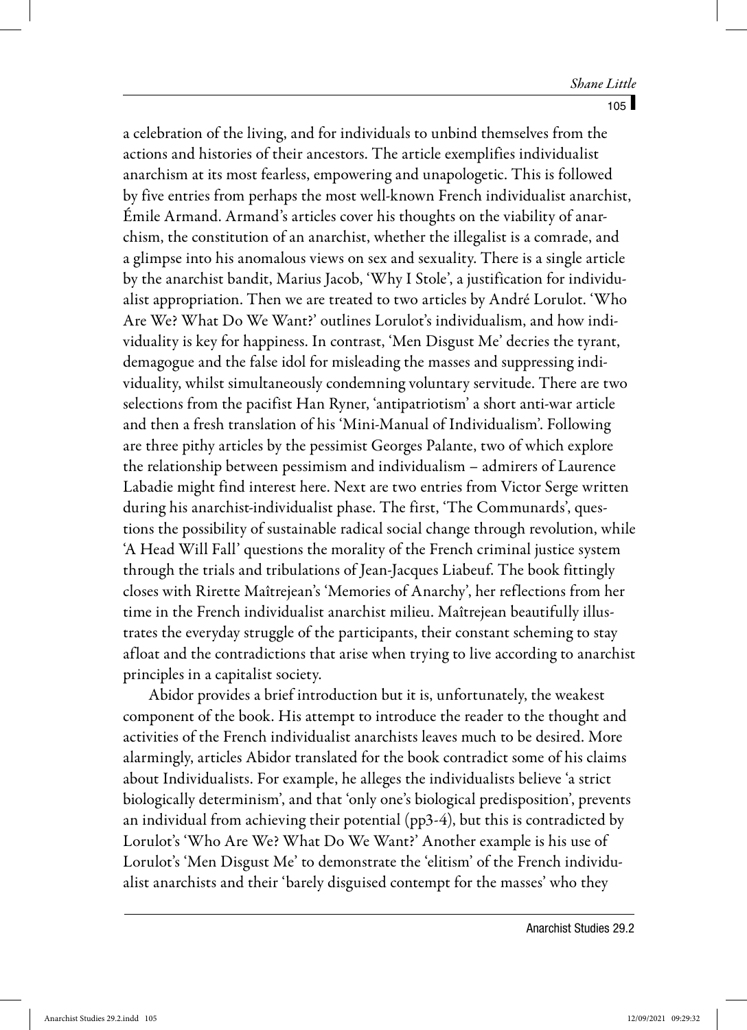a celebration of the living, and for individuals to unbind themselves from the actions and histories of their ancestors. The article exemplifies individualist anarchism at its most fearless, empowering and unapologetic. This is followed by five entries from perhaps the most well-known French individualist anarchist, Émile Armand. Armand's articles cover his thoughts on the viability of anarchism, the constitution of an anarchist, whether the illegalist is a comrade, and a glimpse into his anomalous views on sex and sexuality. There is a single article by the anarchist bandit, Marius Jacob, 'Why I Stole', a justification for individualist appropriation. Then we are treated to two articles by André Lorulot. 'Who Are We? What Do We Want?' outlines Lorulot's individualism, and how individuality is key for happiness. In contrast, 'Men Disgust Me' decries the tyrant, demagogue and the false idol for misleading the masses and suppressing individuality, whilst simultaneously condemning voluntary servitude. There are two selections from the pacifist Han Ryner, 'antipatriotism' a short anti-war article and then a fresh translation of his 'Mini-Manual of Individualism'. Following are three pithy articles by the pessimist Georges Palante, two of which explore the relationship between pessimism and individualism – admirers of Laurence Labadie might find interest here. Next are two entries from Victor Serge written during his anarchist-individualist phase. The first, 'The Communards', questions the possibility of sustainable radical social change through revolution, while 'A Head Will Fall' questions the morality of the French criminal justice system through the trials and tribulations of Jean-Jacques Liabeuf. The book fittingly closes with Rirette Maîtrejean's 'Memories of Anarchy', her reflections from her time in the French individualist anarchist milieu. Maîtrejean beautifully illustrates the everyday struggle of the participants, their constant scheming to stay afloat and the contradictions that arise when trying to live according to anarchist principles in a capitalist society.

Abidor provides a brief introduction but it is, unfortunately, the weakest component of the book. His attempt to introduce the reader to the thought and activities of the French individualist anarchists leaves much to be desired. More alarmingly, articles Abidor translated for the book contradict some of his claims about Individualists. For example, he alleges the individualists believe 'a strict biologically determinism', and that 'only one's biological predisposition', prevents an individual from achieving their potential (pp3-4), but this is contradicted by Lorulot's 'Who Are We? What Do We Want?' Another example is his use of Lorulot's 'Men Disgust Me' to demonstrate the 'elitism' of the French individualist anarchists and their 'barely disguised contempt for the masses' who they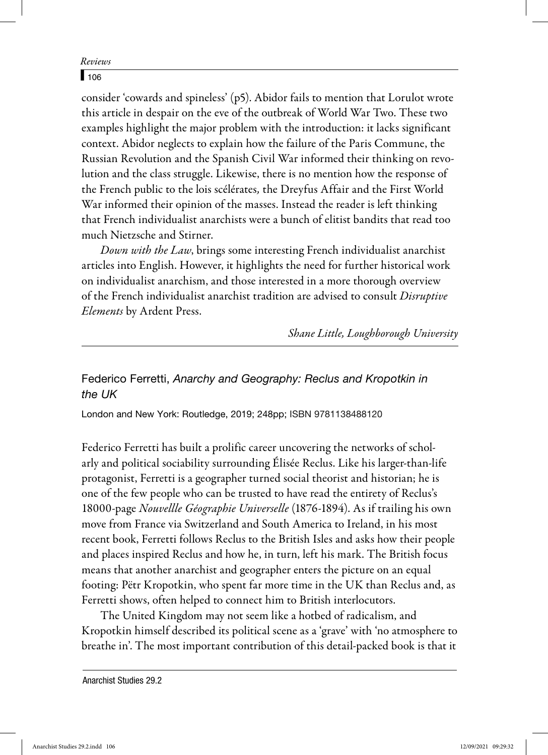consider 'cowards and spineless' (p5). Abidor fails to mention that Lorulot wrote this article in despair on the eve of the outbreak of World War Two. These two examples highlight the major problem with the introduction: it lacks significant context. Abidor neglects to explain how the failure of the Paris Commune, the Russian Revolution and the Spanish Civil War informed their thinking on revolution and the class struggle. Likewise, there is no mention how the response of the French public to the lois scélérates*,* the Dreyfus Affair and the First World War informed their opinion of the masses. Instead the reader is left thinking that French individualist anarchists were a bunch of elitist bandits that read too much Nietzsche and Stirner.

*Down with the Law*, brings some interesting French individualist anarchist articles into English. However, it highlights the need for further historical work on individualist anarchism, and those interested in a more thorough overview of the French individualist anarchist tradition are advised to consult *Disruptive Elements* by Ardent Press.

*Shane Little, Loughborough University*

---

## Federico Ferretti, *Anarchy and Geography: Reclus and Kropotkin in the UK*

London and New York: Routledge, 2019; 248pp; ISBN 9781138488120

Federico Ferretti has built a prolific career uncovering the networks of scholarly and political sociability surrounding Élisée Reclus. Like his larger-than-life protagonist, Ferretti is a geographer turned social theorist and historian; he is one of the few people who can be trusted to have read the entirety of Reclus's 18000-page *Nouvellle Géographie Universelle* (1876-1894). As if trailing his own move from France via Switzerland and South America to Ireland, in his most recent book, Ferretti follows Reclus to the British Isles and asks how their people and places inspired Reclus and how he, in turn, left his mark. The British focus means that another anarchist and geographer enters the picture on an equal footing: Pëtr Kropotkin, who spent far more time in the UK than Reclus and, as Ferretti shows, often helped to connect him to British interlocutors.

The United Kingdom may not seem like a hotbed of radicalism, and Kropotkin himself described its political scene as a 'grave' with 'no atmosphere to breathe in'. The most important contribution of this detail-packed book is that it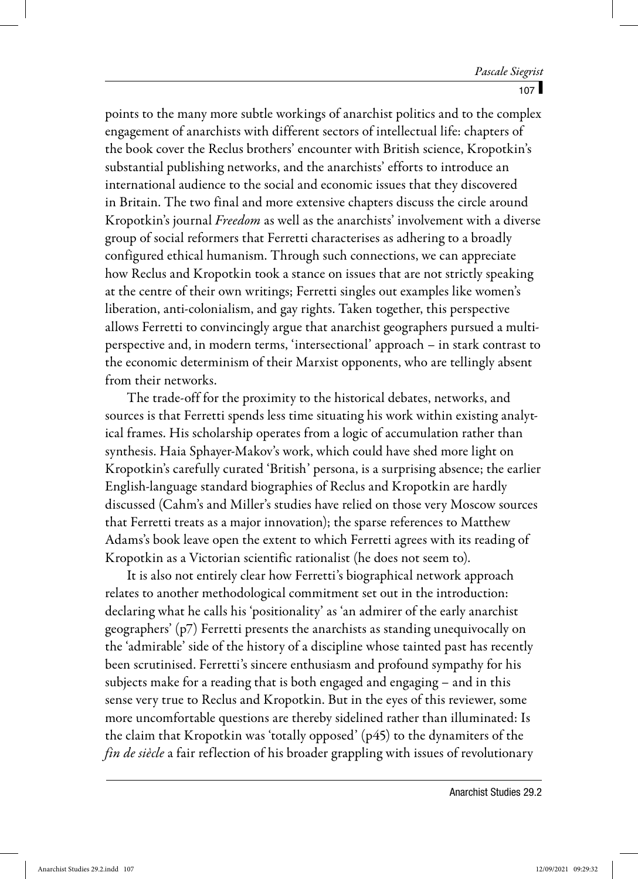points to the many more subtle workings of anarchist politics and to the complex engagement of anarchists with different sectors of intellectual life: chapters of the book cover the Reclus brothers' encounter with British science, Kropotkin's substantial publishing networks, and the anarchists' efforts to introduce an international audience to the social and economic issues that they discovered in Britain. The two final and more extensive chapters discuss the circle around Kropotkin's journal *Freedom* as well as the anarchists' involvement with a diverse group of social reformers that Ferretti characterises as adhering to a broadly configured ethical humanism. Through such connections, we can appreciate how Reclus and Kropotkin took a stance on issues that are not strictly speaking at the centre of their own writings; Ferretti singles out examples like women's liberation, anti-colonialism, and gay rights. Taken together, this perspective allows Ferretti to convincingly argue that anarchist geographers pursued a multi-perspective and, in modern terms, 'intersectional' approach – in stark contrast to the economic determinism of their Marxist opponents, who are tellingly absent from their networks.

The trade-off for the proximity to the historical debates, networks, and sources is that Ferretti spends less time situating his work within existing analytical frames. His scholarship operates from a logic of accumulation rather than synthesis. Haia Sphayer-Makov's work, which could have shed more light on Kropotkin's carefully curated 'British' persona, is a surprising absence; the earlier English-language standard biographies of Reclus and Kropotkin are hardly discussed (Cahm's and Miller's studies have relied on those very Moscow sources that Ferretti treats as a major innovation); the sparse references to Matthew Adams's book leave open the extent to which Ferretti agrees with its reading of Kropotkin as a Victorian scientific rationalist (he does not seem to).

It is also not entirely clear how Ferretti's biographical network approach relates to another methodological commitment set out in the introduction: declaring what he calls his 'positionality' as 'an admirer of the early anarchist geographers' (p7) Ferretti presents the anarchists as standing unequivocally on the 'admirable' side of the history of a discipline whose tainted past has recently been scrutinised. Ferretti's sincere enthusiasm and profound sympathy for his subjects make for a reading that is both engaged and engaging – and in this sense very true to Reclus and Kropotkin. But in the eyes of this reviewer, some more uncomfortable questions are thereby sidelined rather than illuminated: Is the claim that Kropotkin was 'totally opposed' (p45) to the dynamiters of the *fin de siècle* a fair reflection of his broader grappling with issues of revolutionary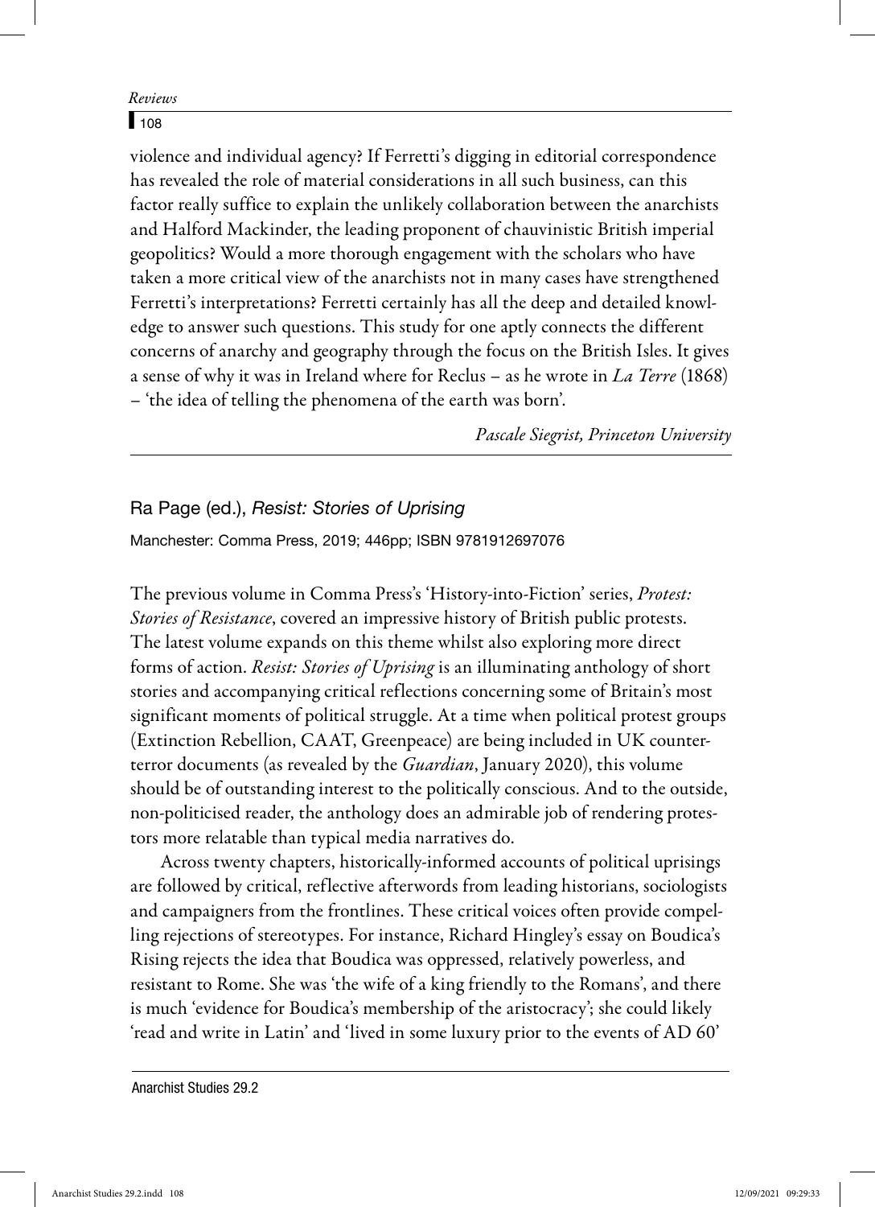violence and individual agency? If Ferretti's digging in editorial correspondence has revealed the role of material considerations in all such business, can this factor really suffice to explain the unlikely collaboration between the anarchists and Halford Mackinder, the leading proponent of chauvinistic British imperial geopolitics? Would a more thorough engagement with the scholars who have taken a more critical view of the anarchists not in many cases have strengthened Ferretti's interpretations? Ferretti certainly has all the deep and detailed knowledge to answer such questions. This study for one aptly connects the different concerns of anarchy and geography through the focus on the British Isles. It gives a sense of why it was in Ireland where for Reclus – as he wrote in *La Terre* (1868) – 'the idea of telling the phenomena of the earth was born'.

*Pascale Siegrist, Princeton University*

---

## Ra Page (ed.), *Resist: Stories of Uprising*

Manchester: Comma Press, 2019; 446pp; ISBN 9781912697076

The previous volume in Comma Press's 'History-into-Fiction' series, *Protest: Stories of Resistance*, covered an impressive history of British public protests. The latest volume expands on this theme whilst also exploring more direct forms of action. *Resist: Stories of Uprising* is an illuminating anthology of short stories and accompanying critical reflections concerning some of Britain's most significant moments of political struggle. At a time when political protest groups (Extinction Rebellion, CAAT, Greenpeace) are being included in UK counter-terror documents (as revealed by the *Guardian*, January 2020), this volume should be of outstanding interest to the politically conscious. And to the outside, non-politicised reader, the anthology does an admirable job of rendering protestors more relatable than typical media narratives do.

Across twenty chapters, historically-informed accounts of political uprisings are followed by critical, reflective afterwords from leading historians, sociologists and campaigners from the frontlines. These critical voices often provide compelling rejections of stereotypes. For instance, Richard Hingley's essay on Boudica's Rising rejects the idea that Boudica was oppressed, relatively powerless, and resistant to Rome. She was 'the wife of a king friendly to the Romans', and there is much 'evidence for Boudica's membership of the aristocracy'; she could likely 'read and write in Latin' and 'lived in some luxury prior to the events of AD 60'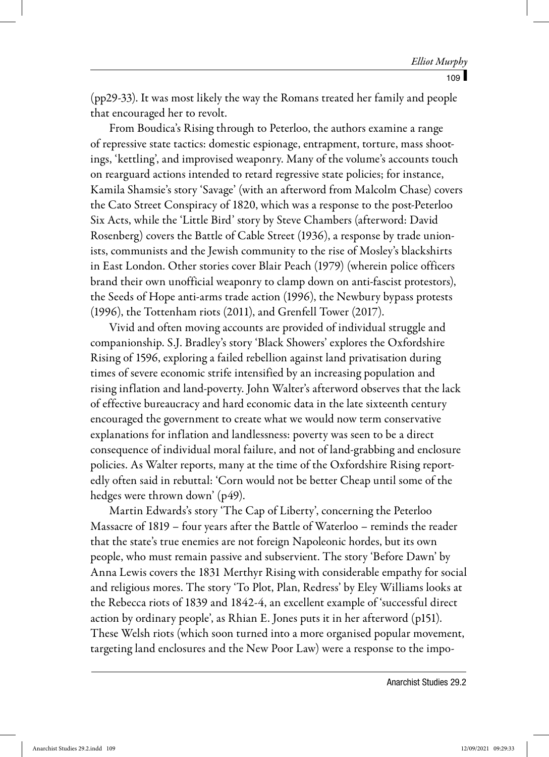(pp29-33). It was most likely the way the Romans treated her family and people that encouraged her to revolt.

From Boudica's Rising through to Peterloo, the authors examine a range of repressive state tactics: domestic espionage, entrapment, torture, mass shootings, 'kettling', and improvised weaponry. Many of the volume's accounts touch on rearguard actions intended to retard regressive state policies; for instance, Kamila Shamsie's story 'Savage' (with an afterword from Malcolm Chase) covers the Cato Street Conspiracy of 1820, which was a response to the post-Peterloo Six Acts, while the 'Little Bird' story by Steve Chambers (afterword: David Rosenberg) covers the Battle of Cable Street (1936), a response by trade unionists, communists and the Jewish community to the rise of Mosley's blackshirts in East London. Other stories cover Blair Peach (1979) (wherein police officers brand their own unofficial weaponry to clamp down on anti-fascist protestors), the Seeds of Hope anti-arms trade action (1996), the Newbury bypass protests (1996), the Tottenham riots (2011), and Grenfell Tower (2017).

Vivid and often moving accounts are provided of individual struggle and companionship. S.J. Bradley's story 'Black Showers' explores the Oxfordshire Rising of 1596, exploring a failed rebellion against land privatisation during times of severe economic strife intensified by an increasing population and rising inflation and land-poverty. John Walter's afterword observes that the lack of effective bureaucracy and hard economic data in the late sixteenth century encouraged the government to create what we would now term conservative explanations for inflation and landlessness: poverty was seen to be a direct consequence of individual moral failure, and not of land-grabbing and enclosure policies. As Walter reports, many at the time of the Oxfordshire Rising reportedly often said in rebuttal: 'Corn would not be better Cheap until some of the hedges were thrown down' (p49).

Martin Edwards's story 'The Cap of Liberty', concerning the Peterloo Massacre of 1819 – four years after the Battle of Waterloo – reminds the reader that the state's true enemies are not foreign Napoleonic hordes, but its own people, who must remain passive and subservient. The story 'Before Dawn' by Anna Lewis covers the 1831 Merthyr Rising with considerable empathy for social and religious mores. The story 'To Plot, Plan, Redress' by Eley Williams looks at the Rebecca riots of 1839 and 1842-4, an excellent example of 'successful direct action by ordinary people', as Rhian E. Jones puts it in her afterword (p151). These Welsh riots (which soon turned into a more organised popular movement, targeting land enclosures and the New Poor Law) were a response to the impo-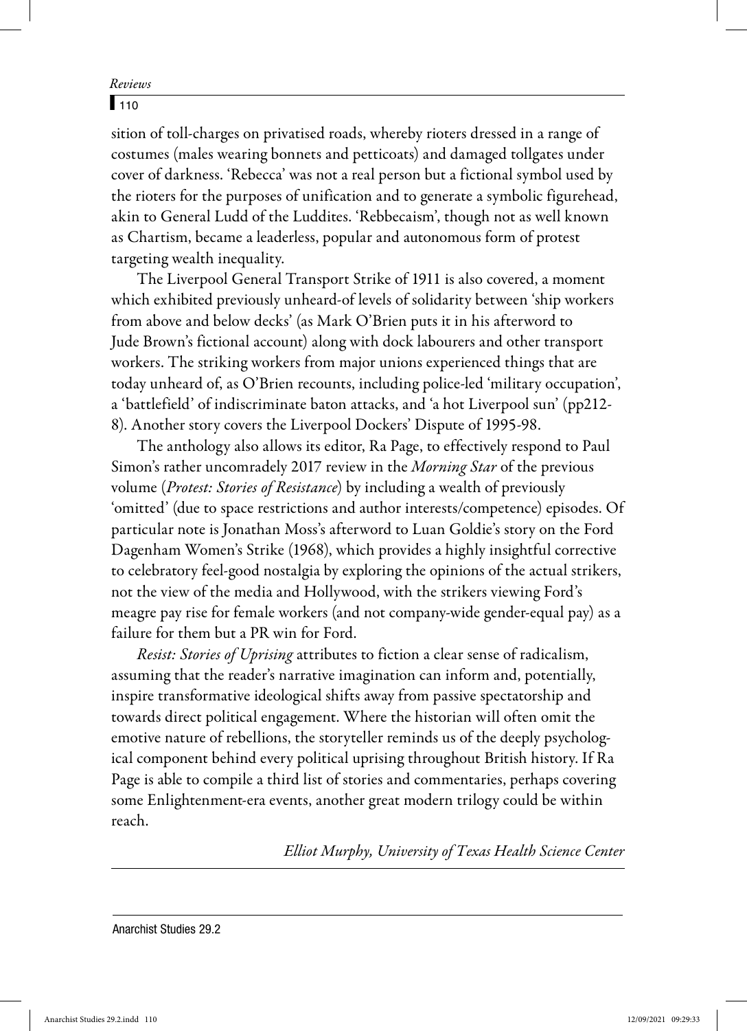sition of toll-charges on privatised roads, whereby rioters dressed in a range of costumes (males wearing bonnets and petticoats) and damaged tollgates under cover of darkness. 'Rebecca' was not a real person but a fictional symbol used by the rioters for the purposes of unification and to generate a symbolic figurehead, akin to General Ludd of the Luddites. 'Rebbecaism', though not as well known as Chartism, became a leaderless, popular and autonomous form of protest targeting wealth inequality.

The Liverpool General Transport Strike of 1911 is also covered, a moment which exhibited previously unheard-of levels of solidarity between 'ship workers from above and below decks' (as Mark O'Brien puts it in his afterword to Jude Brown's fictional account) along with dock labourers and other transport workers. The striking workers from major unions experienced things that are today unheard of, as O'Brien recounts, including police-led 'military occupation', a 'battlefield' of indiscriminate baton attacks, and 'a hot Liverpool sun' (pp212-8). Another story covers the Liverpool Dockers' Dispute of 1995-98.

The anthology also allows its editor, Ra Page, to effectively respond to Paul Simon's rather uncomradely 2017 review in the *Morning Star* of the previous volume (*Protest: Stories of Resistance*) by including a wealth of previously 'omitted' (due to space restrictions and author interests/competence) episodes. Of particular note is Jonathan Moss's afterword to Luan Goldie's story on the Ford Dagenham Women's Strike (1968), which provides a highly insightful corrective to celebratory feel-good nostalgia by exploring the opinions of the actual strikers, not the view of the media and Hollywood, with the strikers viewing Ford's meagre pay rise for female workers (and not company-wide gender-equal pay) as a failure for them but a PR win for Ford.

*Resist: Stories of Uprising* attributes to fiction a clear sense of radicalism, assuming that the reader's narrative imagination can inform and, potentially, inspire transformative ideological shifts away from passive spectatorship and towards direct political engagement. Where the historian will often omit the emotive nature of rebellions, the storyteller reminds us of the deeply psychological component behind every political uprising throughout British history. If Ra Page is able to compile a third list of stories and commentaries, perhaps covering some Enlightenment-era events, another great modern trilogy could be within reach.

*Elliot Murphy, University of Texas Health Science Center*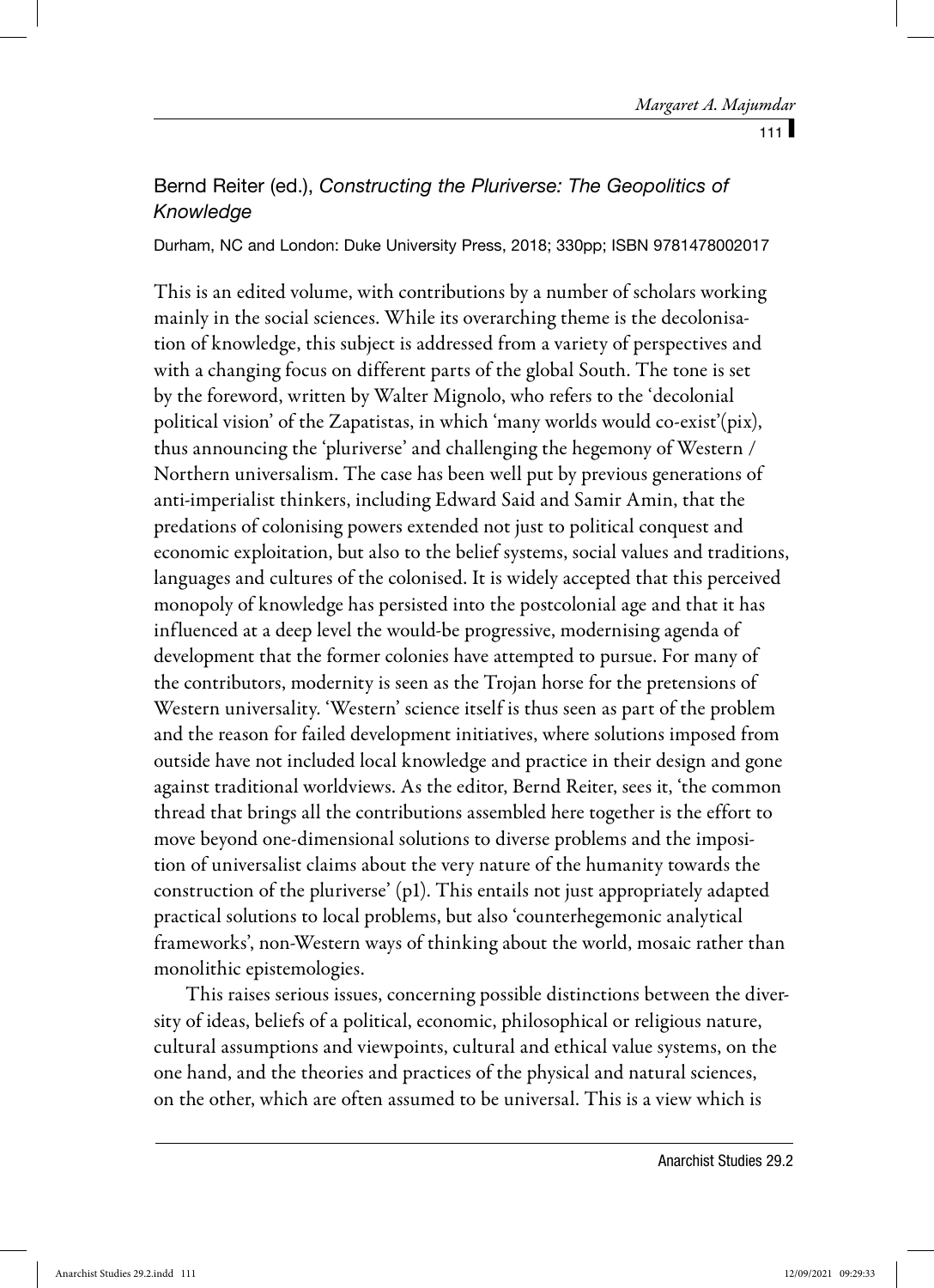## Bernd Reiter (ed.), *Constructing the Pluriverse: The Geopolitics of Knowledge*

Durham, NC and London: Duke University Press, 2018; 330pp; ISBN 9781478002017

This is an edited volume, with contributions by a number of scholars working mainly in the social sciences. While its overarching theme is the decolonisation of knowledge, this subject is addressed from a variety of perspectives and with a changing focus on different parts of the global South. The tone is set by the foreword, written by Walter Mignolo, who refers to the 'decolonial political vision' of the Zapatistas, in which 'many worlds would co-exist'(pix), thus announcing the 'pluriverse' and challenging the hegemony of Western / Northern universalism. The case has been well put by previous generations of anti-imperialist thinkers, including Edward Said and Samir Amin, that the predations of colonising powers extended not just to political conquest and economic exploitation, but also to the belief systems, social values and traditions, languages and cultures of the colonised. It is widely accepted that this perceived monopoly of knowledge has persisted into the postcolonial age and that it has influenced at a deep level the would-be progressive, modernising agenda of development that the former colonies have attempted to pursue. For many of the contributors, modernity is seen as the Trojan horse for the pretensions of Western universality. 'Western' science itself is thus seen as part of the problem and the reason for failed development initiatives, where solutions imposed from outside have not included local knowledge and practice in their design and gone against traditional worldviews. As the editor, Bernd Reiter, sees it, 'the common thread that brings all the contributions assembled here together is the effort to move beyond one-dimensional solutions to diverse problems and the imposition of universalist claims about the very nature of the humanity towards the construction of the pluriverse' (p1). This entails not just appropriately adapted practical solutions to local problems, but also 'counterhegemonic analytical frameworks', non-Western ways of thinking about the world, mosaic rather than monolithic epistemologies.

This raises serious issues, concerning possible distinctions between the diversity of ideas, beliefs of a political, economic, philosophical or religious nature, cultural assumptions and viewpoints, cultural and ethical value systems, on the one hand, and the theories and practices of the physical and natural sciences, on the other, which are often assumed to be universal. This is a view which is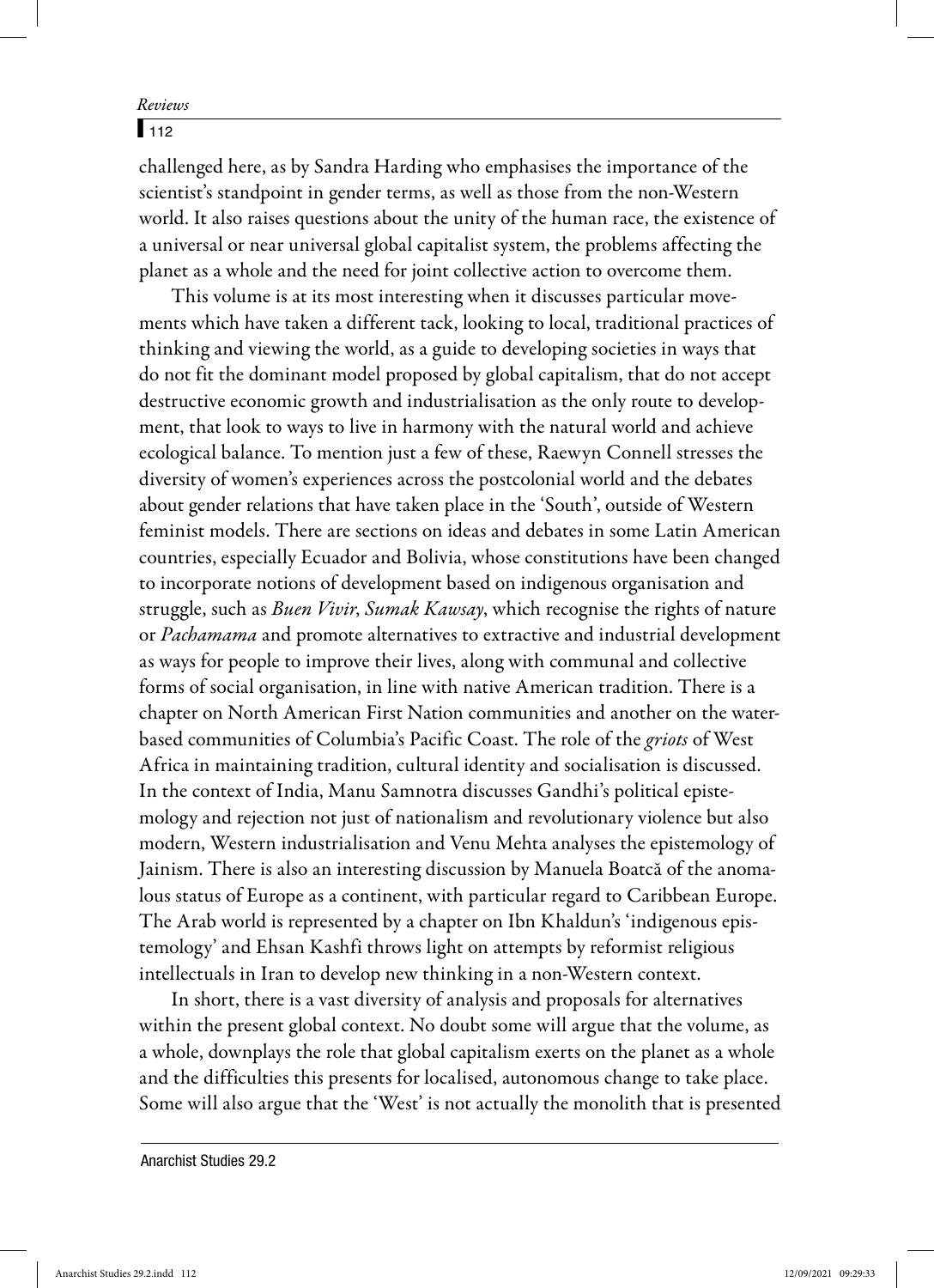challenged here, as by Sandra Harding who emphasises the importance of the scientist's standpoint in gender terms, as well as those from the non-Western world. It also raises questions about the unity of the human race, the existence of a universal or near universal global capitalist system, the problems affecting the planet as a whole and the need for joint collective action to overcome them.

This volume is at its most interesting when it discusses particular movements which have taken a different tack, looking to local, traditional practices of thinking and viewing the world, as a guide to developing societies in ways that do not fit the dominant model proposed by global capitalism, that do not accept destructive economic growth and industrialisation as the only route to development, that look to ways to live in harmony with the natural world and achieve ecological balance. To mention just a few of these, Raewyn Connell stresses the diversity of women's experiences across the postcolonial world and the debates about gender relations that have taken place in the 'South', outside of Western feminist models. There are sections on ideas and debates in some Latin American countries, especially Ecuador and Bolivia, whose constitutions have been changed to incorporate notions of development based on indigenous organisation and struggle, such as *Buen Vivir*, *Sumak Kawsay*, which recognise the rights of nature or *Pachamama* and promote alternatives to extractive and industrial development as ways for people to improve their lives, along with communal and collective forms of social organisation, in line with native American tradition. There is a chapter on North American First Nation communities and another on the water-based communities of Columbia's Pacific Coast. The role of the *griots* of West Africa in maintaining tradition, cultural identity and socialisation is discussed. In the context of India, Manu Samnotra discusses Gandhi's political epistemology and rejection not just of nationalism and revolutionary violence but also modern, Western industrialisation and Venu Mehta analyses the epistemology of Jainism. There is also an interesting discussion by Manuela Boatcă of the anomalous status of Europe as a continent, with particular regard to Caribbean Europe. The Arab world is represented by a chapter on Ibn Khaldun's 'indigenous epistemology' and Ehsan Kashfi throws light on attempts by reformist religious intellectuals in Iran to develop new thinking in a non-Western context.

In short, there is a vast diversity of analysis and proposals for alternatives within the present global context. No doubt some will argue that the volume, as a whole, downplays the role that global capitalism exerts on the planet as a whole and the difficulties this presents for localised, autonomous change to take place. Some will also argue that the 'West' is not actually the monolith that is presented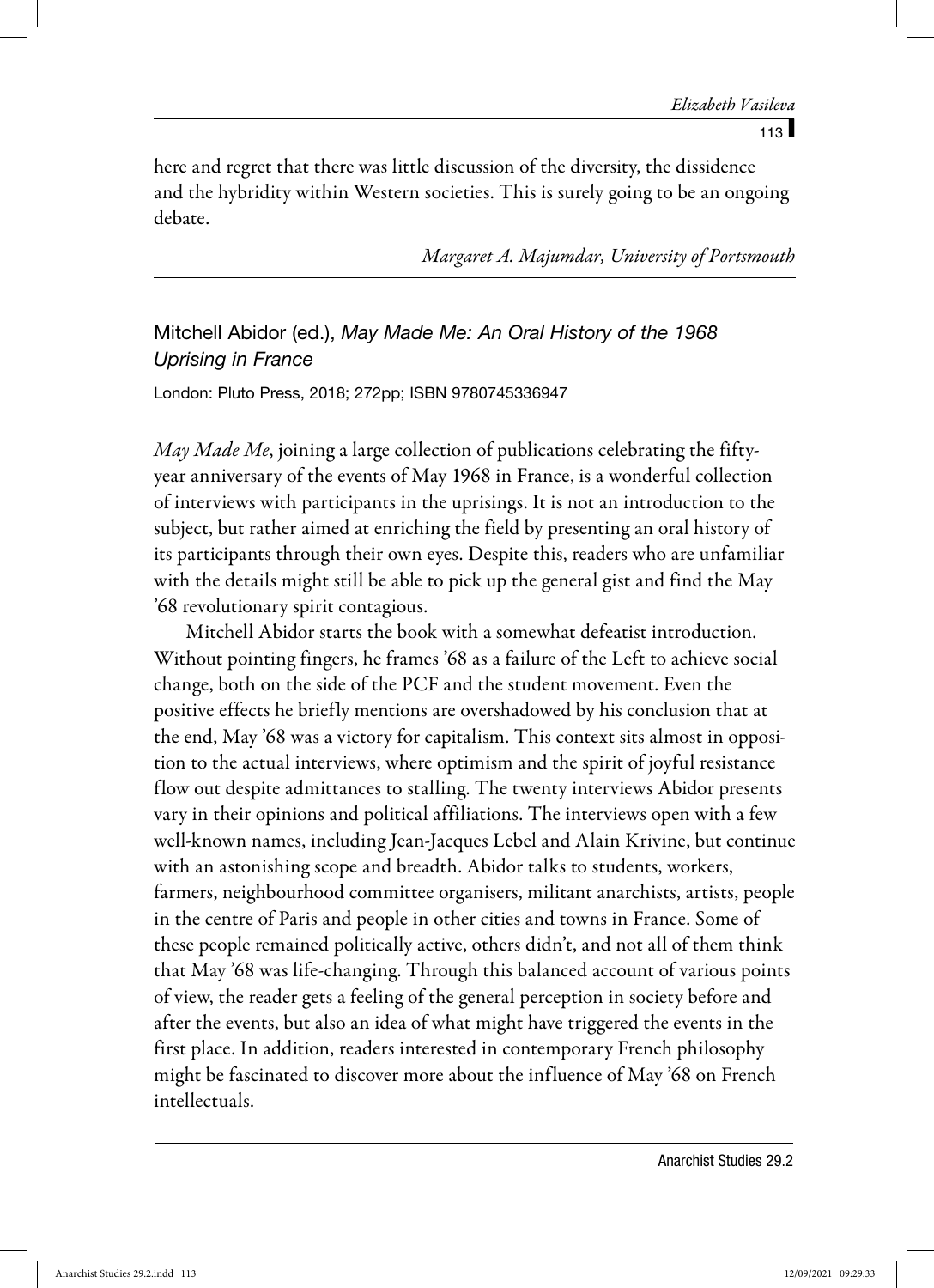here and regret that there was little discussion of the diversity, the dissidence and the hybridity within Western societies. This is surely going to be an ongoing debate.

*Margaret A. Majumdar, University of Portsmouth*

---

## Mitchell Abidor (ed.), *May Made Me: An Oral History of the 1968 Uprising in France*

London: Pluto Press, 2018; 272pp; ISBN 9780745336947

*May Made Me*, joining a large collection of publications celebrating the fifty-year anniversary of the events of May 1968 in France, is a wonderful collection of interviews with participants in the uprisings. It is not an introduction to the subject, but rather aimed at enriching the field by presenting an oral history of its participants through their own eyes. Despite this, readers who are unfamiliar with the details might still be able to pick up the general gist and find the May '68 revolutionary spirit contagious.

Mitchell Abidor starts the book with a somewhat defeatist introduction. Without pointing fingers, he frames '68 as a failure of the Left to achieve social change, both on the side of the PCF and the student movement. Even the positive effects he briefly mentions are overshadowed by his conclusion that at the end, May '68 was a victory for capitalism. This context sits almost in opposition to the actual interviews, where optimism and the spirit of joyful resistance flow out despite admittances to stalling. The twenty interviews Abidor presents vary in their opinions and political affiliations. The interviews open with a few well-known names, including Jean-Jacques Lebel and Alain Krivine, but continue with an astonishing scope and breadth. Abidor talks to students, workers, farmers, neighbourhood committee organisers, militant anarchists, artists, people in the centre of Paris and people in other cities and towns in France. Some of these people remained politically active, others didn't, and not all of them think that May '68 was life-changing. Through this balanced account of various points of view, the reader gets a feeling of the general perception in society before and after the events, but also an idea of what might have triggered the events in the first place. In addition, readers interested in contemporary French philosophy might be fascinated to discover more about the influence of May '68 on French intellectuals.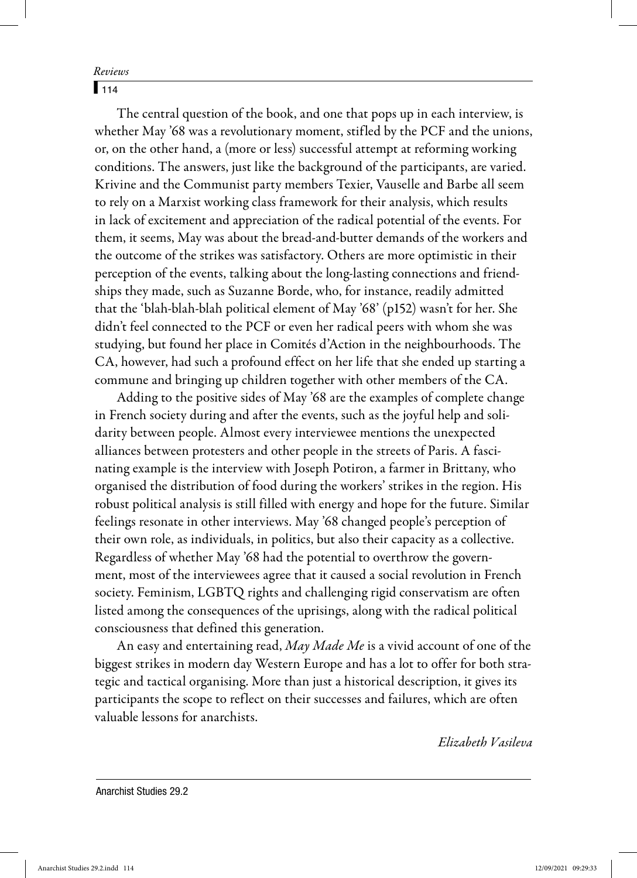The central question of the book, and one that pops up in each interview, is whether May '68 was a revolutionary moment, stifled by the PCF and the unions, or, on the other hand, a (more or less) successful attempt at reforming working conditions. The answers, just like the background of the participants, are varied. Krivine and the Communist party members Texier, Vauselle and Barbe all seem to rely on a Marxist working class framework for their analysis, which results in lack of excitement and appreciation of the radical potential of the events. For them, it seems, May was about the bread-and-butter demands of the workers and the outcome of the strikes was satisfactory. Others are more optimistic in their perception of the events, talking about the long-lasting connections and friendships they made, such as Suzanne Borde, who, for instance, readily admitted that the 'blah-blah-blah political element of May '68' (p152) wasn't for her. She didn't feel connected to the PCF or even her radical peers with whom she was studying, but found her place in Comités d'Action in the neighbourhoods. The CA, however, had such a profound effect on her life that she ended up starting a commune and bringing up children together with other members of the CA.

Adding to the positive sides of May '68 are the examples of complete change in French society during and after the events, such as the joyful help and solidarity between people. Almost every interviewee mentions the unexpected alliances between protesters and other people in the streets of Paris. A fascinating example is the interview with Joseph Potiron, a farmer in Brittany, who organised the distribution of food during the workers' strikes in the region. His robust political analysis is still filled with energy and hope for the future. Similar feelings resonate in other interviews. May '68 changed people's perception of their own role, as individuals, in politics, but also their capacity as a collective. Regardless of whether May '68 had the potential to overthrow the government, most of the interviewees agree that it caused a social revolution in French society. Feminism, LGBTQ rights and challenging rigid conservatism are often listed among the consequences of the uprisings, along with the radical political consciousness that defined this generation.

An easy and entertaining read, *May Made Me* is a vivid account of one of the biggest strikes in modern day Western Europe and has a lot to offer for both strategic and tactical organising. More than just a historical description, it gives its participants the scope to reflect on their successes and failures, which are often valuable lessons for anarchists.

*Elizabeth Vasileva*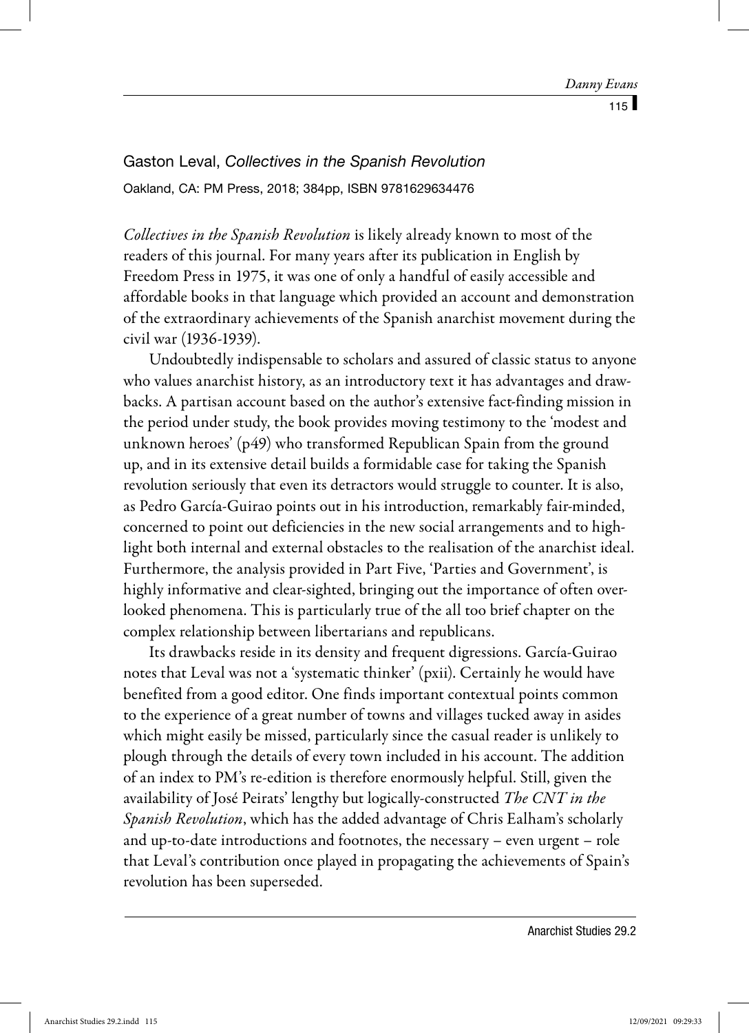Gaston Leval, *Collectives in the Spanish Revolution*

Oakland, CA: PM Press, 2018; 384pp, ISBN 9781629634476

*Collectives in the Spanish Revolution* is likely already known to most of the readers of this journal. For many years after its publication in English by Freedom Press in 1975, it was one of only a handful of easily accessible and affordable books in that language which provided an account and demonstration of the extraordinary achievements of the Spanish anarchist movement during the civil war (1936-1939).

Undoubtedly indispensable to scholars and assured of classic status to anyone who values anarchist history, as an introductory text it has advantages and drawbacks. A partisan account based on the author's extensive fact-finding mission in the period under study, the book provides moving testimony to the 'modest and unknown heroes' (p49) who transformed Republican Spain from the ground up, and in its extensive detail builds a formidable case for taking the Spanish revolution seriously that even its detractors would struggle to counter. It is also, as Pedro García-Guirao points out in his introduction, remarkably fair-minded, concerned to point out deficiencies in the new social arrangements and to highlight both internal and external obstacles to the realisation of the anarchist ideal. Furthermore, the analysis provided in Part Five, 'Parties and Government', is highly informative and clear-sighted, bringing out the importance of often overlooked phenomena. This is particularly true of the all too brief chapter on the complex relationship between libertarians and republicans.

Its drawbacks reside in its density and frequent digressions. García-Guirao notes that Leval was not a 'systematic thinker' (pxii). Certainly he would have benefited from a good editor. One finds important contextual points common to the experience of a great number of towns and villages tucked away in asides which might easily be missed, particularly since the casual reader is unlikely to plough through the details of every town included in his account. The addition of an index to PM's re-edition is therefore enormously helpful. Still, given the availability of José Peirats' lengthy but logically-constructed *The CNT in the Spanish Revolution*, which has the added advantage of Chris Ealham's scholarly and up-to-date introductions and footnotes, the necessary – even urgent – role that Leval's contribution once played in propagating the achievements of Spain's revolution has been superseded.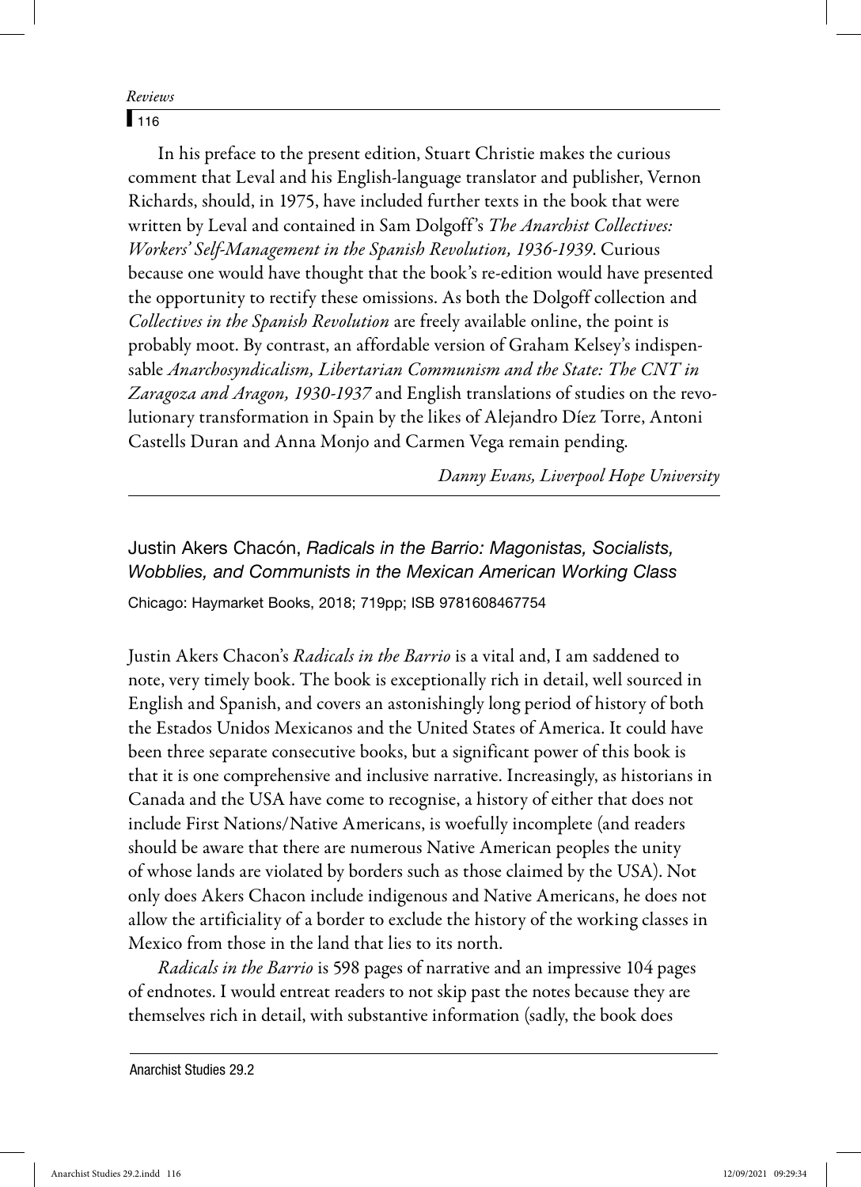In his preface to the present edition, Stuart Christie makes the curious comment that Leval and his English-language translator and publisher, Vernon Richards, should, in 1975, have included further texts in the book that were written by Leval and contained in Sam Dolgoff's *The Anarchist Collectives: Workers' Self-Management in the Spanish Revolution, 1936-1939*. Curious because one would have thought that the book's re-edition would have presented the opportunity to rectify these omissions. As both the Dolgoff collection and *Collectives in the Spanish Revolution* are freely available online, the point is probably moot. By contrast, an affordable version of Graham Kelsey's indispensable *Anarchosyndicalism, Libertarian Communism and the State: The CNT in Zaragoza and Aragon, 1930-1937* and English translations of studies on the revolutionary transformation in Spain by the likes of Alejandro Díez Torre, Antoni Castells Duran and Anna Monjo and Carmen Vega remain pending.

*Danny Evans, Liverpool Hope University*

---

### Justin Akers Chacón, *Radicals in the Barrio: Magonistas, Socialists, Wobblies, and Communists in the Mexican American Working Class*

Chicago: Haymarket Books, 2018; 719pp; ISB 9781608467754

Justin Akers Chacon's *Radicals in the Barrio* is a vital and, I am saddened to note, very timely book. The book is exceptionally rich in detail, well sourced in English and Spanish, and covers an astonishingly long period of history of both the Estados Unidos Mexicanos and the United States of America. It could have been three separate consecutive books, but a significant power of this book is that it is one comprehensive and inclusive narrative. Increasingly, as historians in Canada and the USA have come to recognise, a history of either that does not include First Nations/Native Americans, is woefully incomplete (and readers should be aware that there are numerous Native American peoples the unity of whose lands are violated by borders such as those claimed by the USA). Not only does Akers Chacon include indigenous and Native Americans, he does not allow the artificiality of a border to exclude the history of the working classes in Mexico from those in the land that lies to its north.

*Radicals in the Barrio* is 598 pages of narrative and an impressive 104 pages of endnotes. I would entreat readers to not skip past the notes because they are themselves rich in detail, with substantive information (sadly, the book does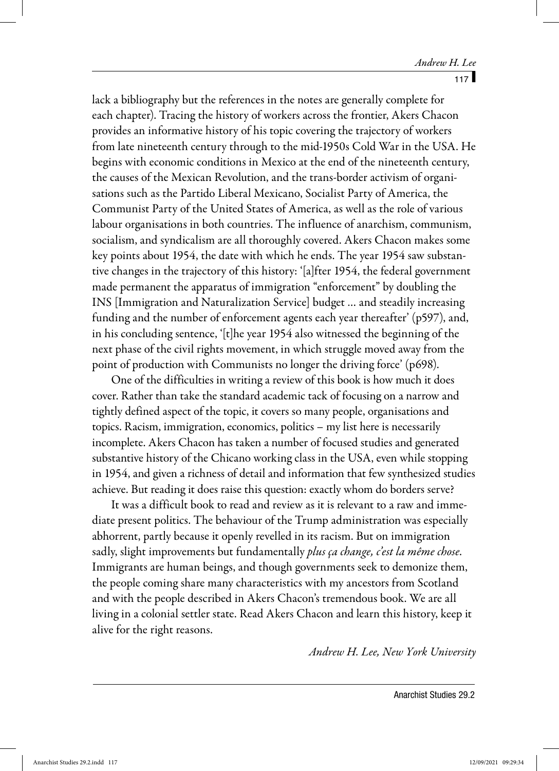lack a bibliography but the references in the notes are generally complete for each chapter). Tracing the history of workers across the frontier, Akers Chacon provides an informative history of his topic covering the trajectory of workers from late nineteenth century through to the mid-1950s Cold War in the USA. He begins with economic conditions in Mexico at the end of the nineteenth century, the causes of the Mexican Revolution, and the trans-border activism of organisations such as the Partido Liberal Mexicano, Socialist Party of America, the Communist Party of the United States of America, as well as the role of various labour organisations in both countries. The influence of anarchism, communism, socialism, and syndicalism are all thoroughly covered. Akers Chacon makes some key points about 1954, the date with which he ends. The year 1954 saw substantive changes in the trajectory of this history: '[a]fter 1954, the federal government made permanent the apparatus of immigration "enforcement" by doubling the INS [Immigration and Naturalization Service] budget … and steadily increasing funding and the number of enforcement agents each year thereafter' (p597), and, in his concluding sentence, '[t]he year 1954 also witnessed the beginning of the next phase of the civil rights movement, in which struggle moved away from the point of production with Communists no longer the driving force' (p698).

One of the difficulties in writing a review of this book is how much it does cover. Rather than take the standard academic tack of focusing on a narrow and tightly defined aspect of the topic, it covers so many people, organisations and topics. Racism, immigration, economics, politics – my list here is necessarily incomplete. Akers Chacon has taken a number of focused studies and generated substantive history of the Chicano working class in the USA, even while stopping in 1954, and given a richness of detail and information that few synthesized studies achieve. But reading it does raise this question: exactly whom do borders serve?

It was a difficult book to read and review as it is relevant to a raw and immediate present politics. The behaviour of the Trump administration was especially abhorrent, partly because it openly revelled in its racism. But on immigration sadly, slight improvements but fundamentally *plus ça change, c'est la même chose*. Immigrants are human beings, and though governments seek to demonize them, the people coming share many characteristics with my ancestors from Scotland and with the people described in Akers Chacon's tremendous book. We are all living in a colonial settler state. Read Akers Chacon and learn this history, keep it alive for the right reasons.

*Andrew H. Lee, New York University*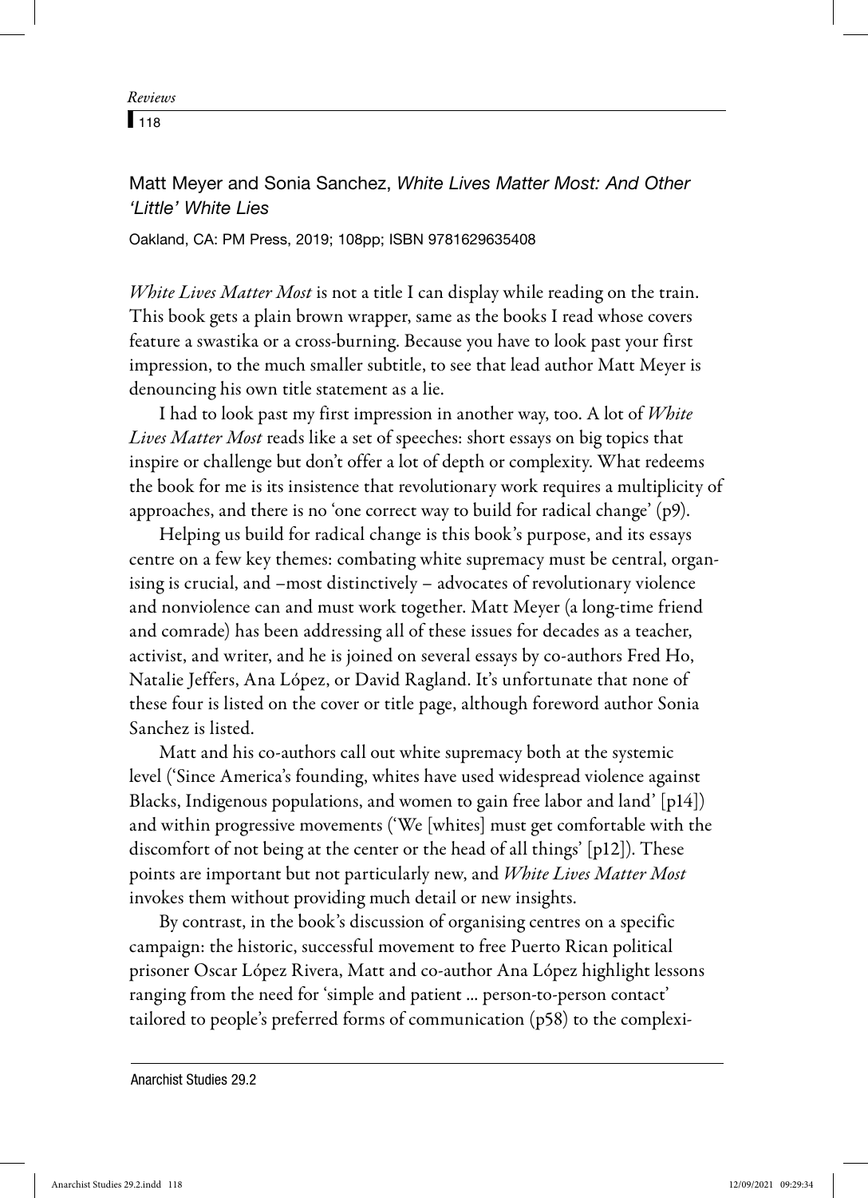Matt Meyer and Sonia Sanchez, *White Lives Matter Most: And Other 'Little' White Lies*

Oakland, CA: PM Press, 2019; 108pp; ISBN 9781629635408

*White Lives Matter Most* is not a title I can display while reading on the train. This book gets a plain brown wrapper, same as the books I read whose covers feature a swastika or a cross-burning. Because you have to look past your first impression, to the much smaller subtitle, to see that lead author Matt Meyer is denouncing his own title statement as a lie.

I had to look past my first impression in another way, too. A lot of *White Lives Matter Most* reads like a set of speeches: short essays on big topics that inspire or challenge but don't offer a lot of depth or complexity. What redeems the book for me is its insistence that revolutionary work requires a multiplicity of approaches, and there is no 'one correct way to build for radical change' (p9).

Helping us build for radical change is this book's purpose, and its essays centre on a few key themes: combating white supremacy must be central, organising is crucial, and –most distinctively – advocates of revolutionary violence and nonviolence can and must work together. Matt Meyer (a long-time friend and comrade) has been addressing all of these issues for decades as a teacher, activist, and writer, and he is joined on several essays by co-authors Fred Ho, Natalie Jeffers, Ana López, or David Ragland. It's unfortunate that none of these four is listed on the cover or title page, although foreword author Sonia Sanchez is listed.

Matt and his co-authors call out white supremacy both at the systemic level ('Since America's founding, whites have used widespread violence against Blacks, Indigenous populations, and women to gain free labor and land' [p14]) and within progressive movements ('We [whites] must get comfortable with the discomfort of not being at the center or the head of all things' [p12]). These points are important but not particularly new, and *White Lives Matter Most* invokes them without providing much detail or new insights.

By contrast, in the book's discussion of organising centres on a specific campaign: the historic, successful movement to free Puerto Rican political prisoner Oscar López Rivera, Matt and co-author Ana López highlight lessons ranging from the need for 'simple and patient ... person-to-person contact' tailored to people's preferred forms of communication (p58) to the complexi-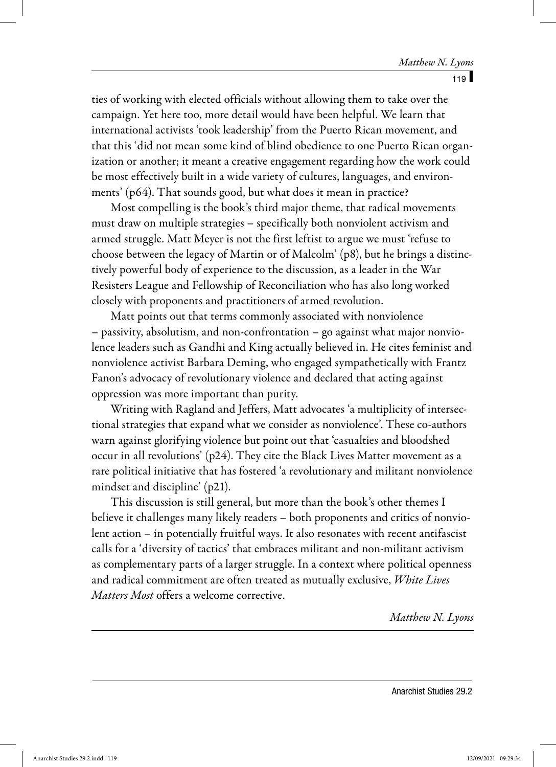ties of working with elected officials without allowing them to take over the campaign. Yet here too, more detail would have been helpful. We learn that international activists 'took leadership' from the Puerto Rican movement, and that this 'did not mean some kind of blind obedience to one Puerto Rican organization or another; it meant a creative engagement regarding how the work could be most effectively built in a wide variety of cultures, languages, and environments' (p64). That sounds good, but what does it mean in practice?

Most compelling is the book's third major theme, that radical movements must draw on multiple strategies – specifically both nonviolent activism and armed struggle. Matt Meyer is not the first leftist to argue we must 'refuse to choose between the legacy of Martin or of Malcolm' (p8), but he brings a distinctively powerful body of experience to the discussion, as a leader in the War Resisters League and Fellowship of Reconciliation who has also long worked closely with proponents and practitioners of armed revolution.

Matt points out that terms commonly associated with nonviolence – passivity, absolutism, and non-confrontation – go against what major nonviolence leaders such as Gandhi and King actually believed in. He cites feminist and nonviolence activist Barbara Deming, who engaged sympathetically with Frantz Fanon's advocacy of revolutionary violence and declared that acting against oppression was more important than purity.

Writing with Ragland and Jeffers, Matt advocates 'a multiplicity of intersectional strategies that expand what we consider as nonviolence'. These co-authors warn against glorifying violence but point out that 'casualties and bloodshed occur in all revolutions' (p24). They cite the Black Lives Matter movement as a rare political initiative that has fostered 'a revolutionary and militant nonviolence mindset and discipline' (p21).

This discussion is still general, but more than the book's other themes I believe it challenges many likely readers – both proponents and critics of nonviolent action – in potentially fruitful ways. It also resonates with recent antifascist calls for a 'diversity of tactics' that embraces militant and non-militant activism as complementary parts of a larger struggle. In a context where political openness and radical commitment are often treated as mutually exclusive, *White Lives Matters Most* offers a welcome corrective.

*Matthew N. Lyons*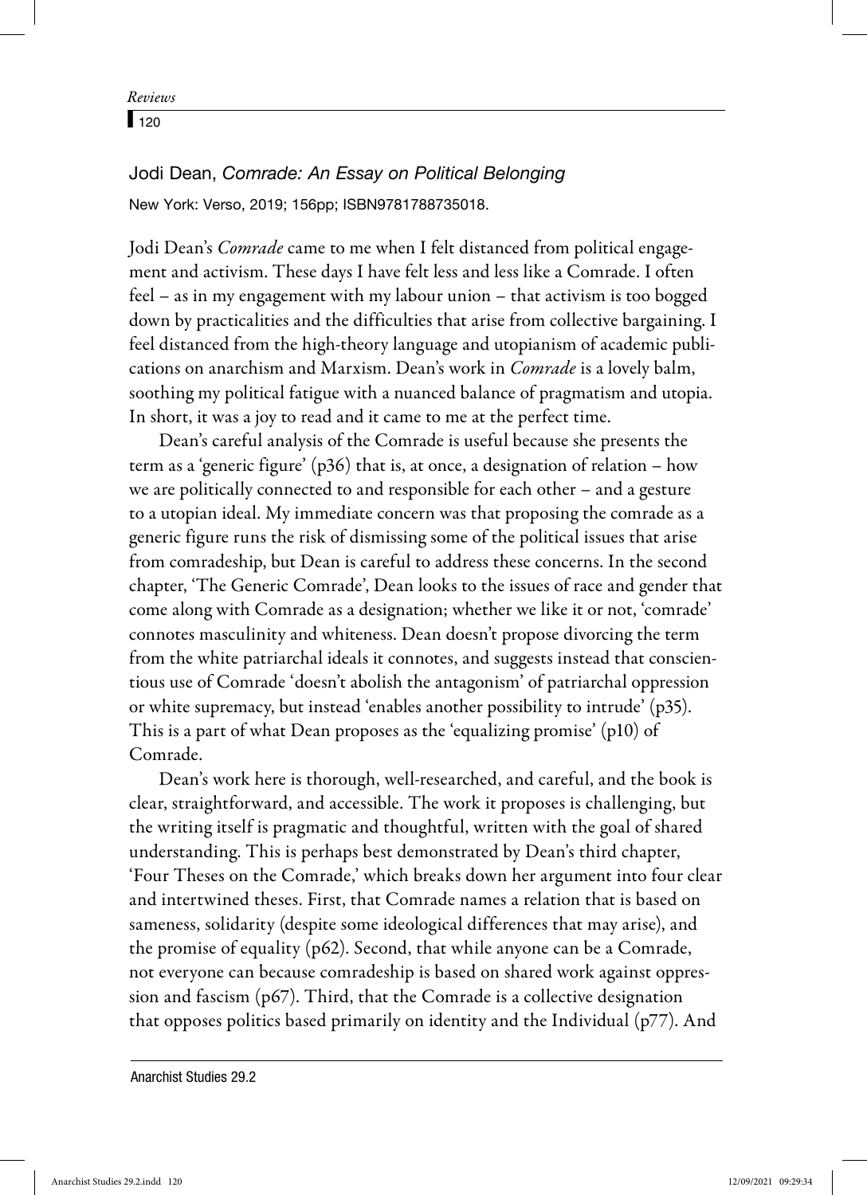## Jodi Dean, *Comrade: An Essay on Political Belonging*

New York: Verso, 2019; 156pp; ISBN9781788735018.

Jodi Dean's *Comrade* came to me when I felt distanced from political engagement and activism. These days I have felt less and less like a Comrade. I often feel – as in my engagement with my labour union – that activism is too bogged down by practicalities and the difficulties that arise from collective bargaining. I feel distanced from the high-theory language and utopianism of academic publications on anarchism and Marxism. Dean's work in *Comrade* is a lovely balm, soothing my political fatigue with a nuanced balance of pragmatism and utopia. In short, it was a joy to read and it came to me at the perfect time.

Dean's careful analysis of the Comrade is useful because she presents the term as a 'generic figure' (p36) that is, at once, a designation of relation – how we are politically connected to and responsible for each other – and a gesture to a utopian ideal. My immediate concern was that proposing the comrade as a generic figure runs the risk of dismissing some of the political issues that arise from comradeship, but Dean is careful to address these concerns. In the second chapter, 'The Generic Comrade', Dean looks to the issues of race and gender that come along with Comrade as a designation; whether we like it or not, 'comrade' connotes masculinity and whiteness. Dean doesn't propose divorcing the term from the white patriarchal ideals it connotes, and suggests instead that conscientious use of Comrade 'doesn't abolish the antagonism' of patriarchal oppression or white supremacy, but instead 'enables another possibility to intrude' (p35). This is a part of what Dean proposes as the 'equalizing promise' (p10) of Comrade.

Dean's work here is thorough, well-researched, and careful, and the book is clear, straightforward, and accessible. The work it proposes is challenging, but the writing itself is pragmatic and thoughtful, written with the goal of shared understanding. This is perhaps best demonstrated by Dean's third chapter, 'Four Theses on the Comrade,' which breaks down her argument into four clear and intertwined theses. First, that Comrade names a relation that is based on sameness, solidarity (despite some ideological differences that may arise), and the promise of equality (p62). Second, that while anyone can be a Comrade, not everyone can because comradeship is based on shared work against oppression and fascism (p67). Third, that the Comrade is a collective designation that opposes politics based primarily on identity and the Individual (p77). And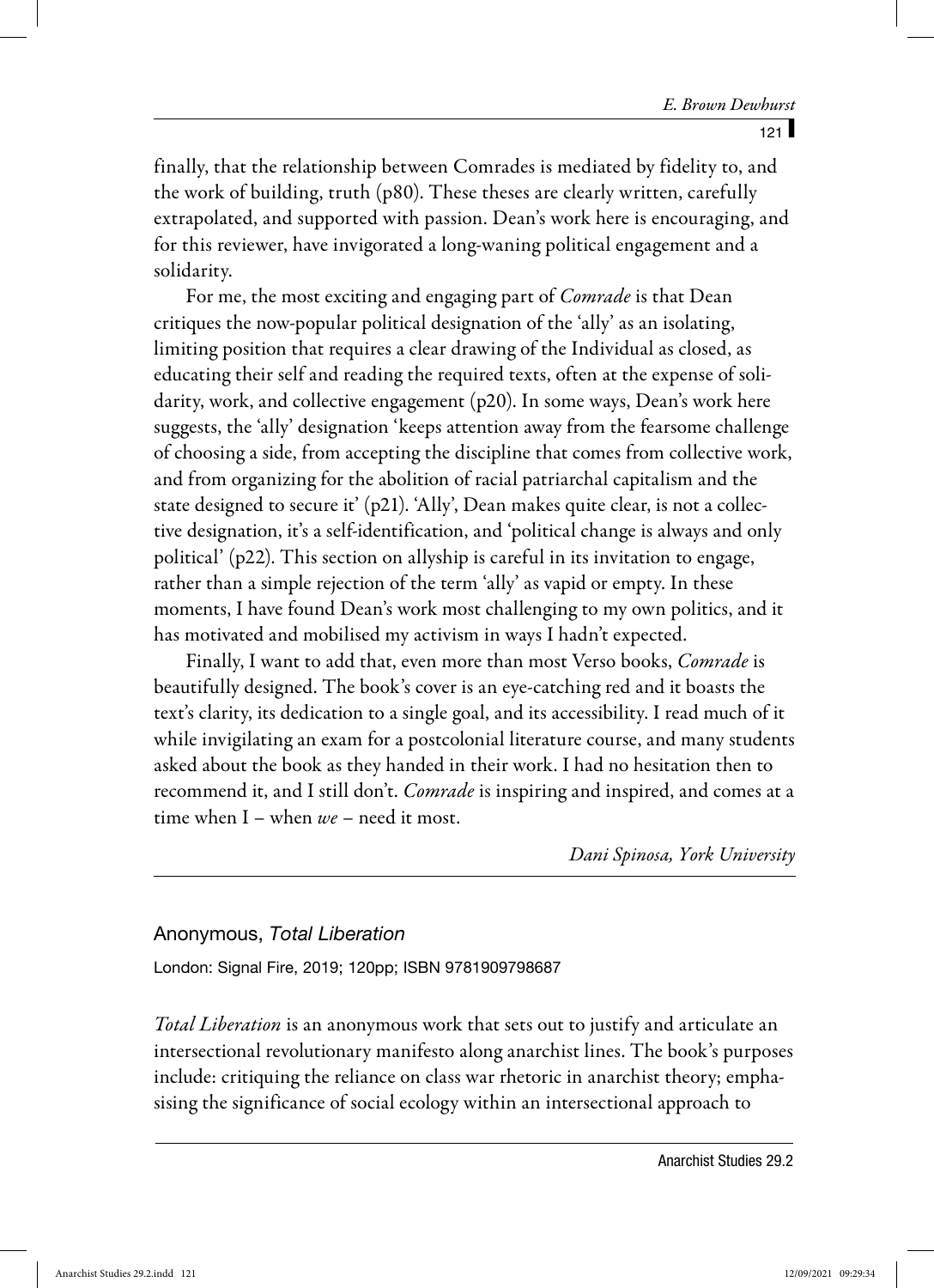finally, that the relationship between Comrades is mediated by fidelity to, and the work of building, truth (p80). These theses are clearly written, carefully extrapolated, and supported with passion. Dean's work here is encouraging, and for this reviewer, have invigorated a long-waning political engagement and a solidarity.

For me, the most exciting and engaging part of *Comrade* is that Dean critiques the now-popular political designation of the 'ally' as an isolating, limiting position that requires a clear drawing of the Individual as closed, as educating their self and reading the required texts, often at the expense of solidarity, work, and collective engagement (p20). In some ways, Dean's work here suggests, the 'ally' designation 'keeps attention away from the fearsome challenge of choosing a side, from accepting the discipline that comes from collective work, and from organizing for the abolition of racial patriarchal capitalism and the state designed to secure it' (p21). 'Ally', Dean makes quite clear, is not a collective designation, it's a self-identification, and 'political change is always and only political' (p22). This section on allyship is careful in its invitation to engage, rather than a simple rejection of the term 'ally' as vapid or empty. In these moments, I have found Dean's work most challenging to my own politics, and it has motivated and mobilised my activism in ways I hadn't expected.

Finally, I want to add that, even more than most Verso books, *Comrade* is beautifully designed. The book's cover is an eye-catching red and it boasts the text's clarity, its dedication to a single goal, and its accessibility. I read much of it while invigilating an exam for a postcolonial literature course, and many students asked about the book as they handed in their work. I had no hesitation then to recommend it, and I still don't. *Comrade* is inspiring and inspired, and comes at a time when I – when *we* – need it most.

*Dani Spinosa, York University*

---

### Anonymous, *Total Liberation*

London: Signal Fire, 2019; 120pp; ISBN 9781909798687

*Total Liberation* is an anonymous work that sets out to justify and articulate an intersectional revolutionary manifesto along anarchist lines. The book's purposes include: critiquing the reliance on class war rhetoric in anarchist theory; emphasising the significance of social ecology within an intersectional approach to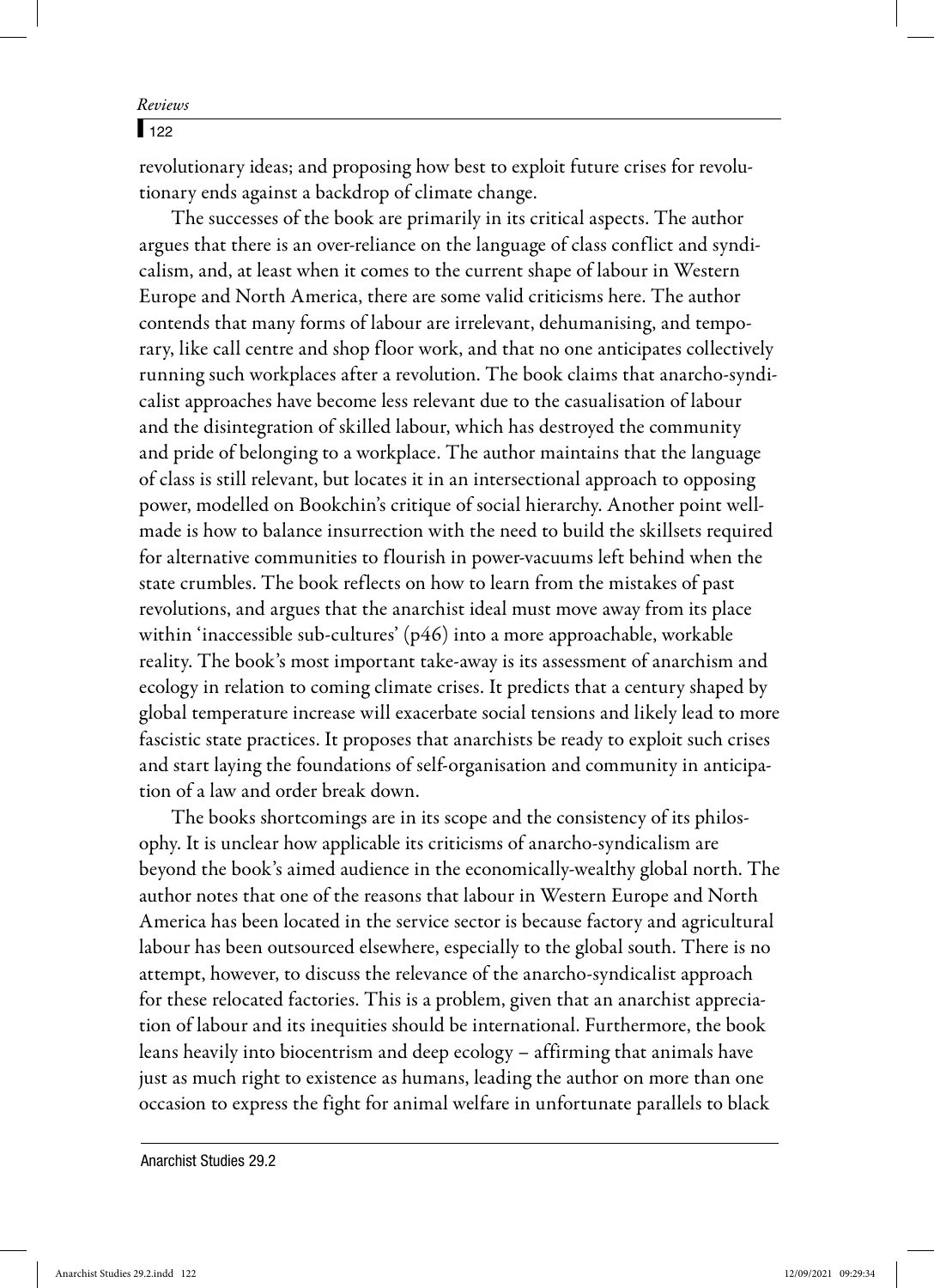revolutionary ideas; and proposing how best to exploit future crises for revolutionary ends against a backdrop of climate change.

The successes of the book are primarily in its critical aspects. The author argues that there is an over-reliance on the language of class conflict and syndicalism, and, at least when it comes to the current shape of labour in Western Europe and North America, there are some valid criticisms here. The author contends that many forms of labour are irrelevant, dehumanising, and temporary, like call centre and shop floor work, and that no one anticipates collectively running such workplaces after a revolution. The book claims that anarcho-syndicalist approaches have become less relevant due to the casualisation of labour and the disintegration of skilled labour, which has destroyed the community and pride of belonging to a workplace. The author maintains that the language of class is still relevant, but locates it in an intersectional approach to opposing power, modelled on Bookchin's critique of social hierarchy. Another point well-made is how to balance insurrection with the need to build the skillsets required for alternative communities to flourish in power-vacuums left behind when the state crumbles. The book reflects on how to learn from the mistakes of past revolutions, and argues that the anarchist ideal must move away from its place within 'inaccessible sub-cultures' (p46) into a more approachable, workable reality. The book's most important take-away is its assessment of anarchism and ecology in relation to coming climate crises. It predicts that a century shaped by global temperature increase will exacerbate social tensions and likely lead to more fascistic state practices. It proposes that anarchists be ready to exploit such crises and start laying the foundations of self-organisation and community in anticipation of a law and order break down.

The books shortcomings are in its scope and the consistency of its philosophy. It is unclear how applicable its criticisms of anarcho-syndicalism are beyond the book's aimed audience in the economically-wealthy global north. The author notes that one of the reasons that labour in Western Europe and North America has been located in the service sector is because factory and agricultural labour has been outsourced elsewhere, especially to the global south. There is no attempt, however, to discuss the relevance of the anarcho-syndicalist approach for these relocated factories. This is a problem, given that an anarchist appreciation of labour and its inequities should be international. Furthermore, the book leans heavily into biocentrism and deep ecology – affirming that animals have just as much right to existence as humans, leading the author on more than one occasion to express the fight for animal welfare in unfortunate parallels to black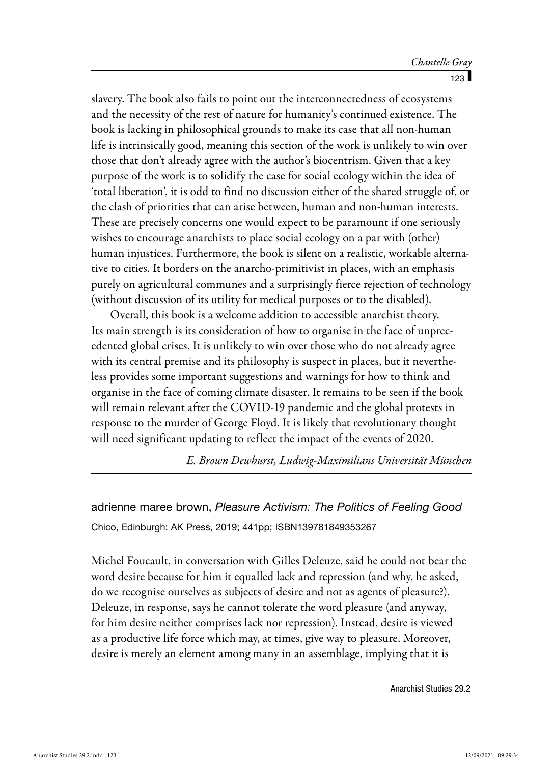slavery. The book also fails to point out the interconnectedness of ecosystems and the necessity of the rest of nature for humanity's continued existence. The book is lacking in philosophical grounds to make its case that all non-human life is intrinsically good, meaning this section of the work is unlikely to win over those that don't already agree with the author's biocentrism. Given that a key purpose of the work is to solidify the case for social ecology within the idea of 'total liberation', it is odd to find no discussion either of the shared struggle of, or the clash of priorities that can arise between, human and non-human interests. These are precisely concerns one would expect to be paramount if one seriously wishes to encourage anarchists to place social ecology on a par with (other) human injustices. Furthermore, the book is silent on a realistic, workable alternative to cities. It borders on the anarcho-primitivist in places, with an emphasis purely on agricultural communes and a surprisingly fierce rejection of technology (without discussion of its utility for medical purposes or to the disabled).

Overall, this book is a welcome addition to accessible anarchist theory. Its main strength is its consideration of how to organise in the face of unprecedented global crises. It is unlikely to win over those who do not already agree with its central premise and its philosophy is suspect in places, but it nevertheless provides some important suggestions and warnings for how to think and organise in the face of coming climate disaster. It remains to be seen if the book will remain relevant after the COVID-19 pandemic and the global protests in response to the murder of George Floyd. It is likely that revolutionary thought will need significant updating to reflect the impact of the events of 2020.

*E. Brown Dewhurst, Ludwig-Maximilians Universität München*

---

## adrienne maree brown, *Pleasure Activism: The Politics of Feeling Good*

Chico, Edinburgh: AK Press, 2019; 441pp; ISBN139781849353267

Michel Foucault, in conversation with Gilles Deleuze, said he could not bear the word desire because for him it equalled lack and repression (and why, he asked, do we recognise ourselves as subjects of desire and not as agents of pleasure?). Deleuze, in response, says he cannot tolerate the word pleasure (and anyway, for him desire neither comprises lack nor repression). Instead, desire is viewed as a productive life force which may, at times, give way to pleasure. Moreover, desire is merely an element among many in an assemblage, implying that it is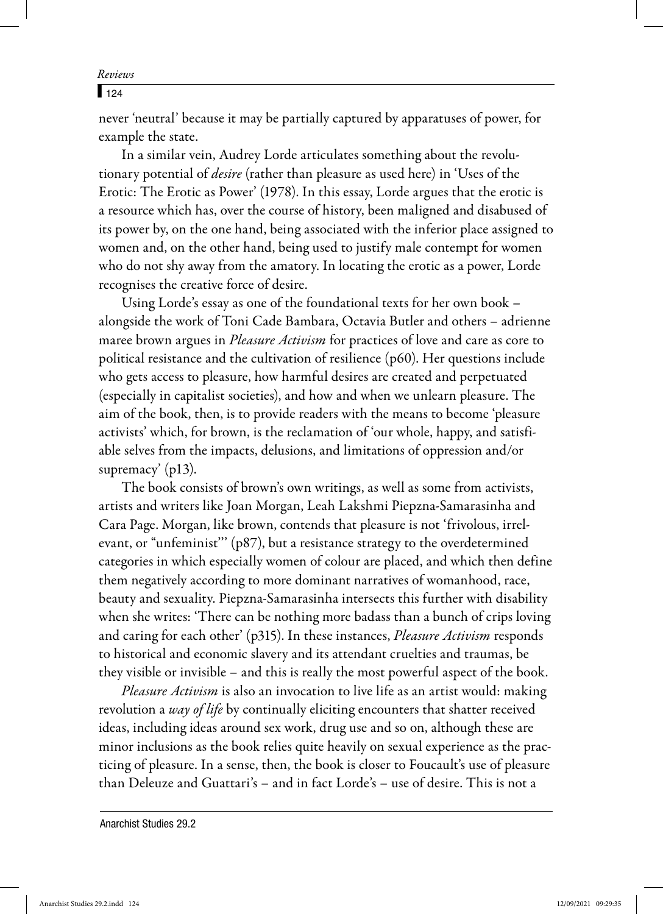never 'neutral' because it may be partially captured by apparatuses of power, for example the state.

In a similar vein, Audrey Lorde articulates something about the revolutionary potential of *desire* (rather than pleasure as used here) in 'Uses of the Erotic: The Erotic as Power' (1978). In this essay, Lorde argues that the erotic is a resource which has, over the course of history, been maligned and disabused of its power by, on the one hand, being associated with the inferior place assigned to women and, on the other hand, being used to justify male contempt for women who do not shy away from the amatory. In locating the erotic as a power, Lorde recognises the creative force of desire.

Using Lorde's essay as one of the foundational texts for her own book – alongside the work of Toni Cade Bambara, Octavia Butler and others – adrienne maree brown argues in *Pleasure Activism* for practices of love and care as core to political resistance and the cultivation of resilience (p60). Her questions include who gets access to pleasure, how harmful desires are created and perpetuated (especially in capitalist societies), and how and when we unlearn pleasure. The aim of the book, then, is to provide readers with the means to become 'pleasure activists' which, for brown, is the reclamation of 'our whole, happy, and satisfiable selves from the impacts, delusions, and limitations of oppression and/or supremacy' (p13).

The book consists of brown's own writings, as well as some from activists, artists and writers like Joan Morgan, Leah Lakshmi Piepzna-Samarasinha and Cara Page. Morgan, like brown, contends that pleasure is not 'frivolous, irrelevant, or "unfeminist"' (p87), but a resistance strategy to the overdetermined categories in which especially women of colour are placed, and which then define them negatively according to more dominant narratives of womanhood, race, beauty and sexuality. Piepzna-Samarasinha intersects this further with disability when she writes: 'There can be nothing more badass than a bunch of crips loving and caring for each other' (p315). In these instances, *Pleasure Activism* responds to historical and economic slavery and its attendant cruelties and traumas, be they visible or invisible – and this is really the most powerful aspect of the book.

*Pleasure Activism* is also an invocation to live life as an artist would: making revolution a *way of life* by continually eliciting encounters that shatter received ideas, including ideas around sex work, drug use and so on, although these are minor inclusions as the book relies quite heavily on sexual experience as the practicing of pleasure. In a sense, then, the book is closer to Foucault's use of pleasure than Deleuze and Guattari's – and in fact Lorde's – use of desire. This is not a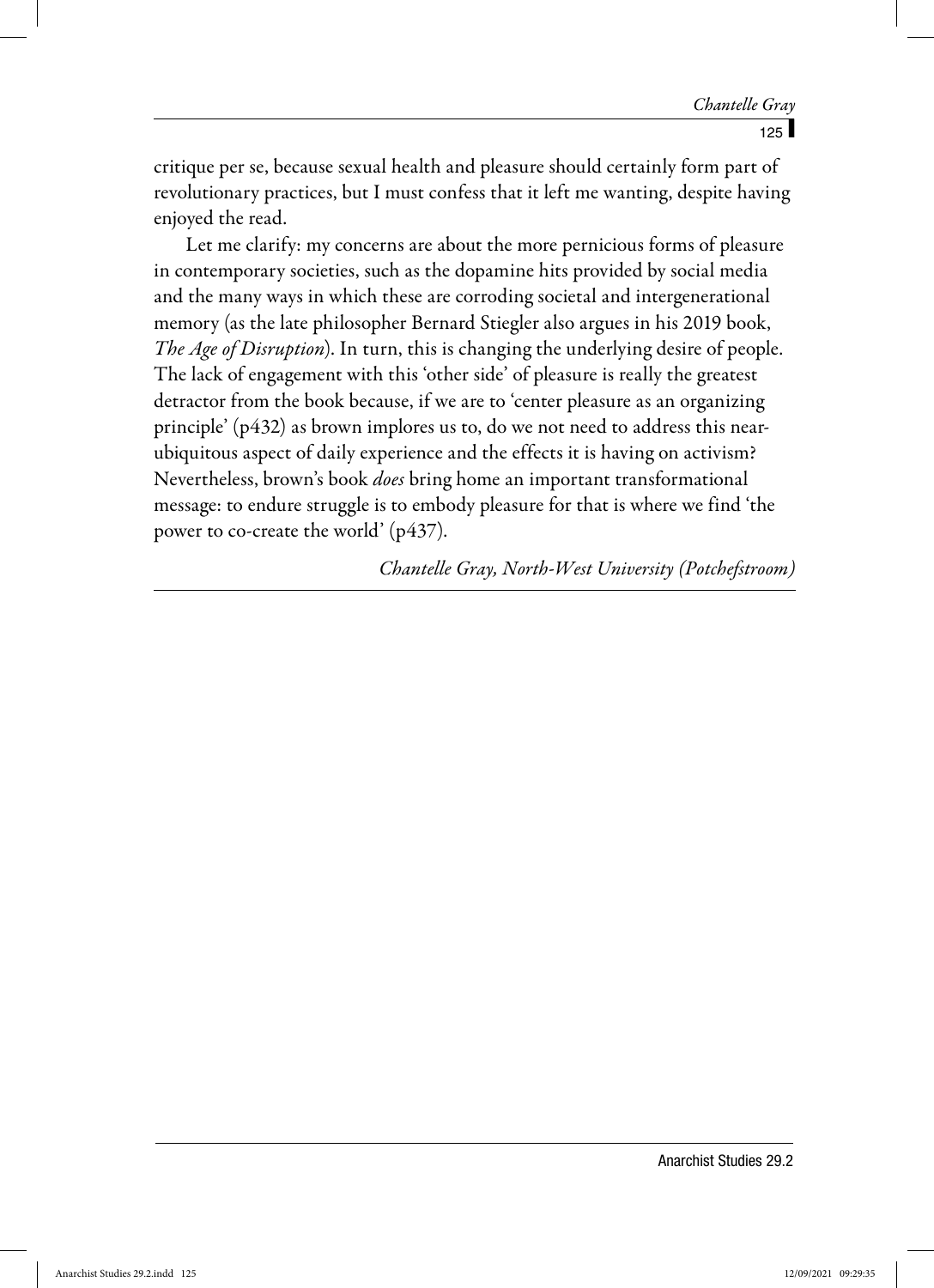critique per se, because sexual health and pleasure should certainly form part of revolutionary practices, but I must confess that it left me wanting, despite having enjoyed the read.

Let me clarify: my concerns are about the more pernicious forms of pleasure in contemporary societies, such as the dopamine hits provided by social media and the many ways in which these are corroding societal and intergenerational memory (as the late philosopher Bernard Stiegler also argues in his 2019 book, *The Age of Disruption*). In turn, this is changing the underlying desire of people. The lack of engagement with this 'other side' of pleasure is really the greatest detractor from the book because, if we are to 'center pleasure as an organizing principle' (p432) as brown implores us to, do we not need to address this near-ubiquitous aspect of daily experience and the effects it is having on activism? Nevertheless, brown's book *does* bring home an important transformational message: to endure struggle is to embody pleasure for that is where we find 'the power to co-create the world' (p437).

*Chantelle Gray, North-West University (Potchefstroom)*